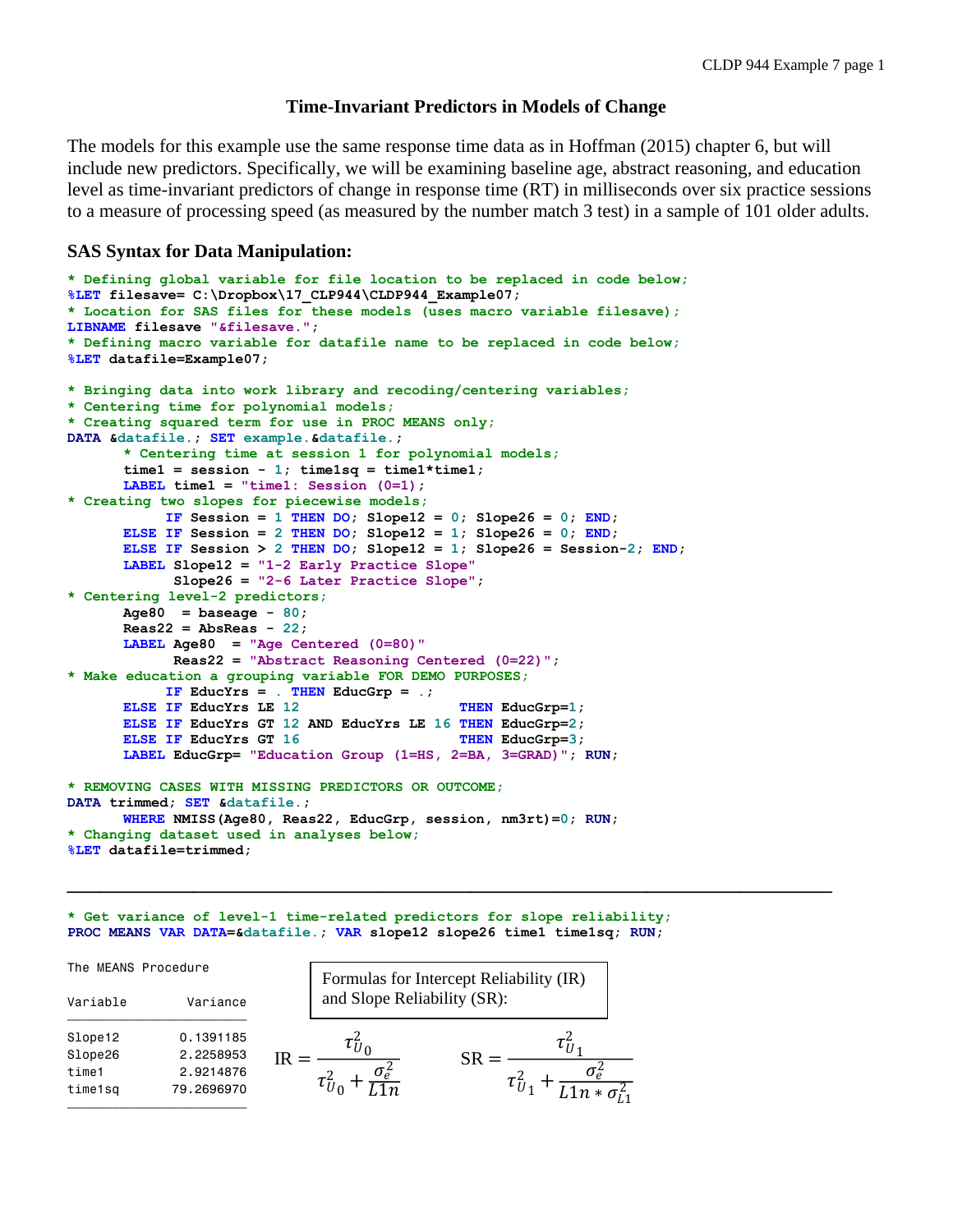## Time-Invariant Predictors in Models of Change

The models for this example use the same response time data as in Hoffman (2015) chapter 6, but will include new predictors. Specifically, we will be examining baseline age, abstract reasoning, and education level as time-invariant predictors of change in response time (RT) in milliseconds over six practice sessions to a measure of processing speed (as measured by the number match 3 test) in a sample of 101 older adults.

### SAS Syntax for Data Manipulation:

```
* Defining global variable for file location to be replaced in code below;
%LET filesave= C:\Dropbox\17_CLP944\CLDP944_Example07;
* Location for SAS files for these models (uses macro variable filesave);
LIBNAME filesave "&filesave.";
* Defining macro variable for datafile name to be replaced in code below;
%LET datafile=Example07;

* Bringing data into work library and recoding/centering variables;
* Centering time for polynomial models;
* Creating squared term for use in PROC MEANS only;
DATA &datafile.; SET example.&datafile.;
      * Centering time at session 1 for polynomial models;
      time1 = session - 1; time1sq = time1*time1;
      LABEL time1 = "time1: Session (0=1)";
* Creating two slopes for piecewise models;
           IF Session = 1 THEN DO; Slope12 = 0; Slope26 = 0; END;
      ELSE IF Session = 2 THEN DO; Slope12 = 1; Slope26 = 0; END;
      ELSE IF Session > 2 THEN DO; Slope12 = 1; Slope26 = Session-2; END;
      LABEL Slope12 = "1-2 Early Practice Slope"
            Slope26 = "2-6 Later Practice Slope";
* Centering level-2 predictors;
      Age80  = baseage - 80;
      Reas22 = AbsReas - 22;
      LABEL Age80  = "Age Centered (0=80)"
            Reas22 = "Abstract Reasoning Centered (0=22)";
* Make education a grouping variable FOR DEMO PURPOSES;
           IF EducYrs = . THEN EducGrp = .;
      ELSE IF EducYrs LE 12                THEN EducGrp=1;
      ELSE IF EducYrs GT 12 AND EducYrs LE 16 THEN EducGrp=2;
      ELSE IF EducYrs GT 16                THEN EducGrp=3;
      LABEL EducGrp= "Education Group (1=HS, 2=BA, 3=GRAD)"; RUN;

* REMOVING CASES WITH MISSING PREDICTORS OR OUTCOME;
DATA trimmed; SET &datafile.;
      WHERE NMISS(Age80, Reas22, EducGrp, session, nm3rt)=0; RUN;
* Changing dataset used in analyses below;
%LET datafile=trimmed;
```

---

```
* Get variance of level-1 time-related predictors for slope reliability;
PROC MEANS VAR DATA=&datafile.; VAR slope12 slope26 time1 time1sq; RUN;
```

```
The MEANS Procedure

Variable        Variance
------------------------
Slope12        0.1391185
Slope26        2.2258953
time1          2.9214876
time1sq       79.2696970
------------------------
```

Formulas for Intercept Reliability (IR) and Slope Reliability (SR):

$$\text{IR} = \frac{\tau_{U_0}^2}{\tau_{U_0}^2 + \frac{\sigma_e^2}{L1n}} \qquad \text{SR} = \frac{\tau_{U_1}^2}{\tau_{U_1}^2 + \frac{\sigma_e^2}{L1n * \sigma_{L1}^2}}$$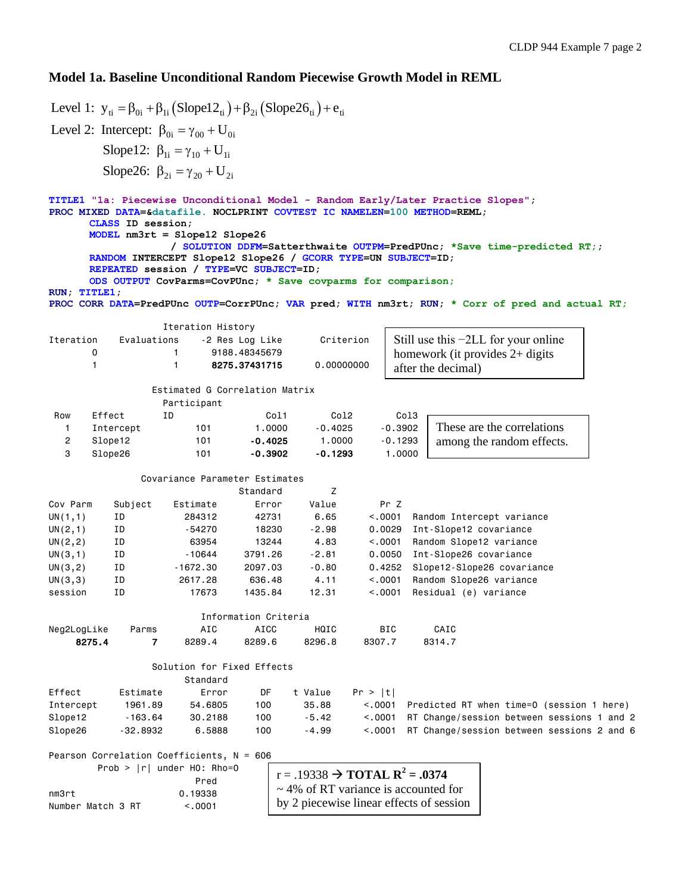## Model 1a. Baseline Unconditional Random Piecewise Growth Model in REML

$$\text{Level 1: } y_{ti} = \beta_{0i} + \beta_{1i}\left(\text{Slope12}_{ti}\right) + \beta_{2i}\left(\text{Slope26}_{ti}\right) + e_{ti}$$

$$\text{Level 2: Intercept: } \beta_{0i} = \gamma_{00} + U_{0i}$$

$$\text{Slope12: } \beta_{1i} = \gamma_{10} + U_{1i}$$

$$\text{Slope26: } \beta_{2i} = \gamma_{20} + U_{2i}$$

```
TITLE1 "1a: Piecewise Unconditional Model - Random Early/Later Practice Slopes";
PROC MIXED DATA=&datafile. NOCLPRINT COVTEST IC NAMELEN=100 METHOD=REML;
      CLASS ID session;
      MODEL nm3rt = Slope12 Slope26
                  / SOLUTION DDFM=Satterthwaite OUTPM=PredPUnc; *Save time-predicted RT;;
      RANDOM INTERCEPT Slope12 Slope26 / GCORR TYPE=UN SUBJECT=ID;
      REPEATED session / TYPE=VC SUBJECT=ID;
      ODS OUTPUT CovParms=CovPUnc; * Save covparms for comparison;
RUN; TITLE1;
PROC CORR DATA=PredPUnc OUTP=CorrPUnc; VAR pred; WITH nm3rt; RUN; * Corr of pred and actual RT;
```

Iteration History

| Iteration | Evaluations | -2 Res Log Like | Criterion |
|---|---|---|---|
| 0 | 1 | 9188.48345679 | |
| 1 | 1 | **8275.37431715** | 0.00000000 |

Still use this −2LL for your online homework (it provides 2+ digits after the decimal)

Estimated G Correlation Matrix

| Row | Effect | Participant ID | Col1 | Col2 | Col3 |
|---|---|---|---|---|---|
| 1 | Intercept | 101 | 1.0000 | -0.4025 | -0.3902 |
| 2 | Slope12 | 101 | **-0.4025** | 1.0000 | -0.1293 |
| 3 | Slope26 | 101 | **-0.3902** | **-0.1293** | 1.0000 |

These are the correlations among the random effects.

Covariance Parameter Estimates

| Cov Parm | Subject | Estimate | Standard Error | Z Value | Pr Z | |
|---|---|---|---|---|---|---|
| UN(1,1) | ID | 284312 | 42731 | 6.65 | <.0001 | Random Intercept variance |
| UN(2,1) | ID | -54270 | 18230 | -2.98 | 0.0029 | Int-Slope12 covariance |
| UN(2,2) | ID | 63954 | 13244 | 4.83 | <.0001 | Random Slope12 variance |
| UN(3,1) | ID | -10644 | 3791.26 | -2.81 | 0.0050 | Int-Slope26 covariance |
| UN(3,2) | ID | -1672.30 | 2097.03 | -0.80 | 0.4252 | Slope12-Slope26 covariance |
| UN(3,3) | ID | 2617.28 | 636.48 | 4.11 | <.0001 | Random Slope26 variance |
| session | ID | 17673 | 1435.84 | 12.31 | <.0001 | Residual (e) variance |

Information Criteria

| Neg2LogLike | Parms | AIC | AICC | HQIC | BIC | CAIC |
|---|---|---|---|---|---|---|
| **8275.4** | **7** | 8289.4 | 8289.6 | 8296.8 | 8307.7 | 8314.7 |

Solution for Fixed Effects

| Effect | Estimate | Standard Error | DF | t Value | Pr > \|t\| | |
|---|---|---|---|---|---|---|
| Intercept | 1961.89 | 54.6805 | 100 | 35.88 | <.0001 | Predicted RT when time=0 (session 1 here) |
| Slope12 | -163.64 | 30.2188 | 100 | -5.42 | <.0001 | RT Change/session between sessions 1 and 2 |
| Slope26 | -32.8932 | 6.5888 | 100 | -4.99 | <.0001 | RT Change/session between sessions 2 and 6 |

Pearson Correlation Coefficients, N = 606
Prob > |r| under H0: Rho=0

| | Pred |
|---|---|
| nm3rt | 0.19338 |
| Number Match 3 RT | <.0001 |

r = .19338 → **TOTAL $R^2$ = .0374**
~ 4% of RT variance is accounted for by 2 piecewise linear effects of session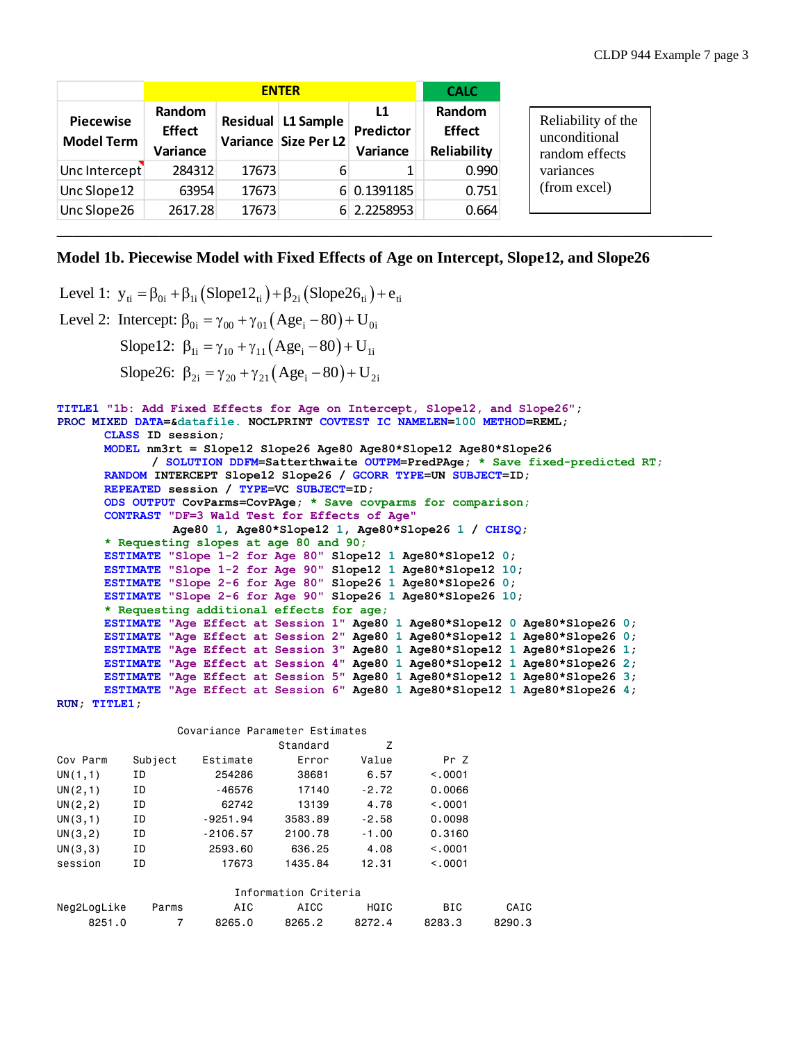| | ENTER | | | | CALC |
|---|---|---|---|---|---|
| Piecewise Model Term | Random Effect Variance | Residual Variance | L1 Sample Size Per L2 | L1 Predictor Variance | Random Effect Reliability |
| Unc Intercept | 284312 | 17673 | 6 | 1 | 0.990 |
| Unc Slope12 | 63954 | 17673 | 6 | 0.1391185 | 0.751 |
| Unc Slope26 | 2617.28 | 17673 | 6 | 2.2258953 | 0.664 |

Reliability of the unconditional random effects variances (from excel)

---

## Model 1b. Piecewise Model with Fixed Effects of Age on Intercept, Slope12, and Slope26

$$\text{Level 1: } y_{ti} = \beta_{0i} + \beta_{1i}\left(\text{Slope12}_{ti}\right) + \beta_{2i}\left(\text{Slope26}_{ti}\right) + e_{ti}$$

$$\text{Level 2: Intercept: } \beta_{0i} = \gamma_{00} + \gamma_{01}\left(\text{Age}_i - 80\right) + U_{0i}$$

$$\text{Slope12: } \beta_{1i} = \gamma_{10} + \gamma_{11}\left(\text{Age}_i - 80\right) + U_{1i}$$

$$\text{Slope26: } \beta_{2i} = \gamma_{20} + \gamma_{21}\left(\text{Age}_i - 80\right) + U_{2i}$$

```
TITLE1 "1b: Add Fixed Effects for Age on Intercept, Slope12, and Slope26";
PROC MIXED DATA=&datafile. NOCLPRINT COVTEST IC NAMELEN=100 METHOD=REML;
      CLASS ID session;
      MODEL nm3rt = Slope12 Slope26 Age80 Age80*Slope12 Age80*Slope26
            / SOLUTION DDFM=Satterthwaite OUTPM=PredPAge; * Save fixed-predicted RT;
      RANDOM INTERCEPT Slope12 Slope26 / GCORR TYPE=UN SUBJECT=ID;
      REPEATED session / TYPE=VC SUBJECT=ID;
      ODS OUTPUT CovParms=CovPAge; * Save covparms for comparison;
      CONTRAST "DF=3 Wald Test for Effects of Age"
               Age80 1, Age80*Slope12 1, Age80*Slope26 1 / CHISQ;
      * Requesting slopes at age 80 and 90;
      ESTIMATE "Slope 1-2 for Age 80" Slope12 1 Age80*Slope12 0;
      ESTIMATE "Slope 1-2 for Age 90" Slope12 1 Age80*Slope12 10;
      ESTIMATE "Slope 2-6 for Age 80" Slope26 1 Age80*Slope26 0;
      ESTIMATE "Slope 2-6 for Age 90" Slope26 1 Age80*Slope26 10;
      * Requesting additional effects for age;
      ESTIMATE "Age Effect at Session 1" Age80 1 Age80*Slope12 0 Age80*Slope26 0;
      ESTIMATE "Age Effect at Session 2" Age80 1 Age80*Slope12 1 Age80*Slope26 0;
      ESTIMATE "Age Effect at Session 3" Age80 1 Age80*Slope12 1 Age80*Slope26 1;
      ESTIMATE "Age Effect at Session 4" Age80 1 Age80*Slope12 1 Age80*Slope26 2;
      ESTIMATE "Age Effect at Session 5" Age80 1 Age80*Slope12 1 Age80*Slope26 3;
      ESTIMATE "Age Effect at Session 6" Age80 1 Age80*Slope12 1 Age80*Slope26 4;
RUN; TITLE1;
```

```
                   Covariance Parameter Estimates

                                     Standard         Z
Cov Parm     Subject     Estimate       Error     Value        Pr Z
UN(1,1)      ID            254286       38681      6.57      <.0001
UN(2,1)      ID            -46576       17140     -2.72      0.0066
UN(2,2)      ID             62742       13139      4.78      <.0001
UN(3,1)      ID          -9251.94     3583.89     -2.58      0.0098
UN(3,2)      ID          -2106.57     2100.78     -1.00      0.3160
UN(3,3)      ID           2593.60      636.25      4.08      <.0001
session      ID             17673     1435.84     12.31      <.0001

                          Information Criteria

Neg2LogLike    Parms      AIC       AICC       HQIC        BIC       CAIC
     8251.0        7   8265.0     8265.2     8272.4     8283.3     8290.3
```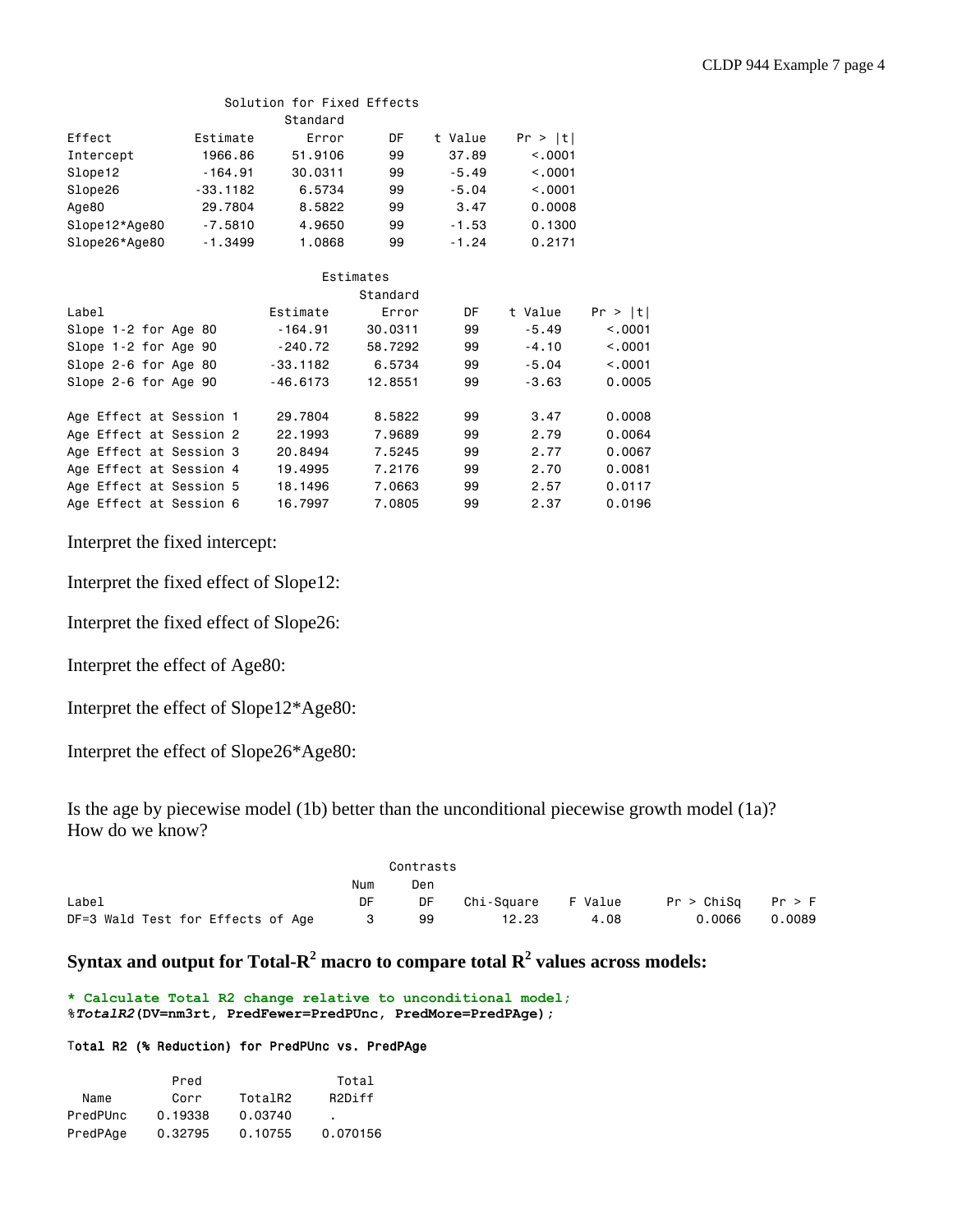Solution for Fixed Effects

| Effect | Estimate | Standard Error | DF | t Value | Pr > \|t\| |
|---|---|---|---|---|---|
| Intercept | 1966.86 | 51.9106 | 99 | 37.89 | <.0001 |
| Slope12 | -164.91 | 30.0311 | 99 | -5.49 | <.0001 |
| Slope26 | -33.1182 | 6.5734 | 99 | -5.04 | <.0001 |
| Age80 | 29.7804 | 8.5822 | 99 | 3.47 | 0.0008 |
| Slope12*Age80 | -7.5810 | 4.9650 | 99 | -1.53 | 0.1300 |
| Slope26*Age80 | -1.3499 | 1.0868 | 99 | -1.24 | 0.2171 |

Estimates

| Label | Estimate | Standard Error | DF | t Value | Pr > \|t\| |
|---|---|---|---|---|---|
| Slope 1-2 for Age 80 | -164.91 | 30.0311 | 99 | -5.49 | <.0001 |
| Slope 1-2 for Age 90 | -240.72 | 58.7292 | 99 | -4.10 | <.0001 |
| Slope 2-6 for Age 80 | -33.1182 | 6.5734 | 99 | -5.04 | <.0001 |
| Slope 2-6 for Age 90 | -46.6173 | 12.8551 | 99 | -3.63 | 0.0005 |
| Age Effect at Session 1 | 29.7804 | 8.5822 | 99 | 3.47 | 0.0008 |
| Age Effect at Session 2 | 22.1993 | 7.9689 | 99 | 2.79 | 0.0064 |
| Age Effect at Session 3 | 20.8494 | 7.5245 | 99 | 2.77 | 0.0067 |
| Age Effect at Session 4 | 19.4995 | 7.2176 | 99 | 2.70 | 0.0081 |
| Age Effect at Session 5 | 18.1496 | 7.0663 | 99 | 2.57 | 0.0117 |
| Age Effect at Session 6 | 16.7997 | 7.0805 | 99 | 2.37 | 0.0196 |

Interpret the fixed intercept:

Interpret the fixed effect of Slope12:

Interpret the fixed effect of Slope26:

Interpret the effect of Age80:

Interpret the effect of Slope12*Age80:

Interpret the effect of Slope26*Age80:

Is the age by piecewise model (1b) better than the unconditional piecewise growth model (1a)? How do we know?

Contrasts

| Label | Num DF | Den DF | Chi-Square | F Value | Pr > ChiSq | Pr > F |
|---|---|---|---|---|---|---|
| DF=3 Wald Test for Effects of Age | 3 | 99 | 12.23 | 4.08 | 0.0066 | 0.0089 |

## Syntax and output for Total-$R^2$ macro to compare total $R^2$ values across models:

```
* Calculate Total R2 change relative to unconditional model;
%TotalR2(DV=nm3rt, PredFewer=PredPUnc, PredMore=PredPAge);
```

Total R2 (% Reduction) for PredPUnc vs. PredPAge

| Name | Pred Corr | TotalR2 | Total R2Diff |
|---|---|---|---|
| PredPUnc | 0.19338 | 0.03740 | . |
| PredPAge | 0.32795 | 0.10755 | 0.070156 |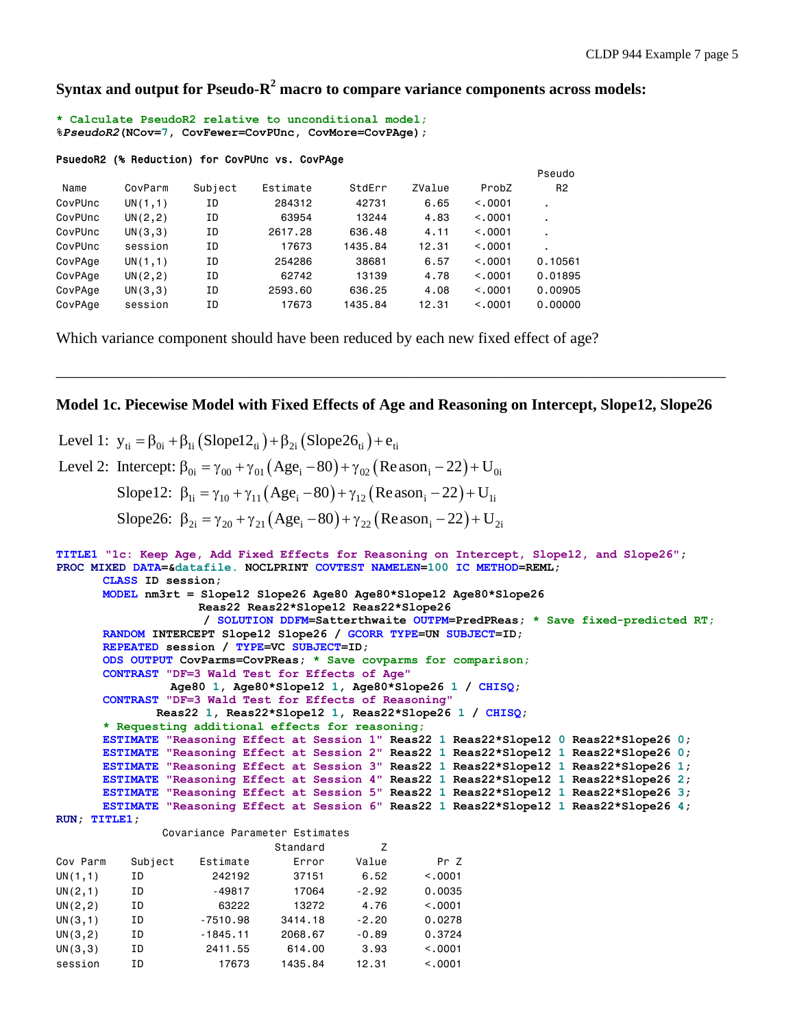### Syntax and output for Pseudo-$R^2$ macro to compare variance components across models:

```
* Calculate PseudoR2 relative to unconditional model;
%PseudoR2(NCov=7, CovFewer=CovPUnc, CovMore=CovPAge);
```

PsuedoR2 (% Reduction) for CovPUnc vs. CovPAge

| Name | CovParm | Subject | Estimate | StdErr | ZValue | ProbZ | Pseudo R2 |
|---|---|---|---|---|---|---|---|
| CovPUnc | UN(1,1) | ID | 284312 | 42731 | 6.65 | <.0001 | . |
| CovPUnc | UN(2,2) | ID | 63954 | 13244 | 4.83 | <.0001 | . |
| CovPUnc | UN(3,3) | ID | 2617.28 | 636.48 | 4.11 | <.0001 | . |
| CovPUnc | session | ID | 17673 | 1435.84 | 12.31 | <.0001 | . |
| CovPAge | UN(1,1) | ID | 254286 | 38681 | 6.57 | <.0001 | 0.10561 |
| CovPAge | UN(2,2) | ID | 62742 | 13139 | 4.78 | <.0001 | 0.01895 |
| CovPAge | UN(3,3) | ID | 2593.60 | 636.25 | 4.08 | <.0001 | 0.00905 |
| CovPAge | session | ID | 17673 | 1435.84 | 12.31 | <.0001 | 0.00000 |

Which variance component should have been reduced by each new fixed effect of age?

---

### Model 1c. Piecewise Model with Fixed Effects of Age and Reasoning on Intercept, Slope12, Slope26

$$\text{Level 1: } y_{ti} = \beta_{0i} + \beta_{1i}\left(\text{Slope12}_{ti}\right) + \beta_{2i}\left(\text{Slope26}_{ti}\right) + e_{ti}$$

$$\text{Level 2: Intercept: } \beta_{0i} = \gamma_{00} + \gamma_{01}\left(\text{Age}_i - 80\right) + \gamma_{02}\left(\text{Reason}_i - 22\right) + U_{0i}$$

$$\text{Slope12: } \beta_{1i} = \gamma_{10} + \gamma_{11}\left(\text{Age}_i - 80\right) + \gamma_{12}\left(\text{Reason}_i - 22\right) + U_{1i}$$

$$\text{Slope26: } \beta_{2i} = \gamma_{20} + \gamma_{21}\left(\text{Age}_i - 80\right) + \gamma_{22}\left(\text{Reason}_i - 22\right) + U_{2i}$$

```
TITLE1 "1c: Keep Age, Add Fixed Effects for Reasoning on Intercept, Slope12, and Slope26";
PROC MIXED DATA=&datafile. NOCLPRINT COVTEST NAMELEN=100 IC METHOD=REML;
      CLASS ID session;
      MODEL nm3rt = Slope12 Slope26 Age80 Age80*Slope12 Age80*Slope26
                    Reas22 Reas22*Slope12 Reas22*Slope26
                     / SOLUTION DDFM=Satterthwaite OUTPM=PredPReas; * Save fixed-predicted RT;
      RANDOM INTERCEPT Slope12 Slope26 / GCORR TYPE=UN SUBJECT=ID;
      REPEATED session / TYPE=VC SUBJECT=ID;
      ODS OUTPUT CovParms=CovPReas; * Save covparms for comparison;
      CONTRAST "DF=3 Wald Test for Effects of Age"
               Age80 1, Age80*Slope12 1, Age80*Slope26 1 / CHISQ;
      CONTRAST "DF=3 Wald Test for Effects of Reasoning"
             Reas22 1, Reas22*Slope12 1, Reas22*Slope26 1 / CHISQ;
      * Requesting additional effects for reasoning;
      ESTIMATE "Reasoning Effect at Session 1" Reas22 1 Reas22*Slope12 0 Reas22*Slope26 0;
      ESTIMATE "Reasoning Effect at Session 2" Reas22 1 Reas22*Slope12 1 Reas22*Slope26 0;
      ESTIMATE "Reasoning Effect at Session 3" Reas22 1 Reas22*Slope12 1 Reas22*Slope26 1;
      ESTIMATE "Reasoning Effect at Session 4" Reas22 1 Reas22*Slope12 1 Reas22*Slope26 2;
      ESTIMATE "Reasoning Effect at Session 5" Reas22 1 Reas22*Slope12 1 Reas22*Slope26 3;
      ESTIMATE "Reasoning Effect at Session 6" Reas22 1 Reas22*Slope12 1 Reas22*Slope26 4;
RUN; TITLE1;
```

Covariance Parameter Estimates

| Cov Parm | Subject | Estimate | Standard Error | Z Value | Pr Z |
|---|---|---|---|---|---|
| UN(1,1) | ID | 242192 | 37151 | 6.52 | <.0001 |
| UN(2,1) | ID | -49817 | 17064 | -2.92 | 0.0035 |
| UN(2,2) | ID | 63222 | 13272 | 4.76 | <.0001 |
| UN(3,1) | ID | -7510.98 | 3414.18 | -2.20 | 0.0278 |
| UN(3,2) | ID | -1845.11 | 2068.67 | -0.89 | 0.3724 |
| UN(3,3) | ID | 2411.55 | 614.00 | 3.93 | <.0001 |
| session | ID | 17673 | 1435.84 | 12.31 | <.0001 |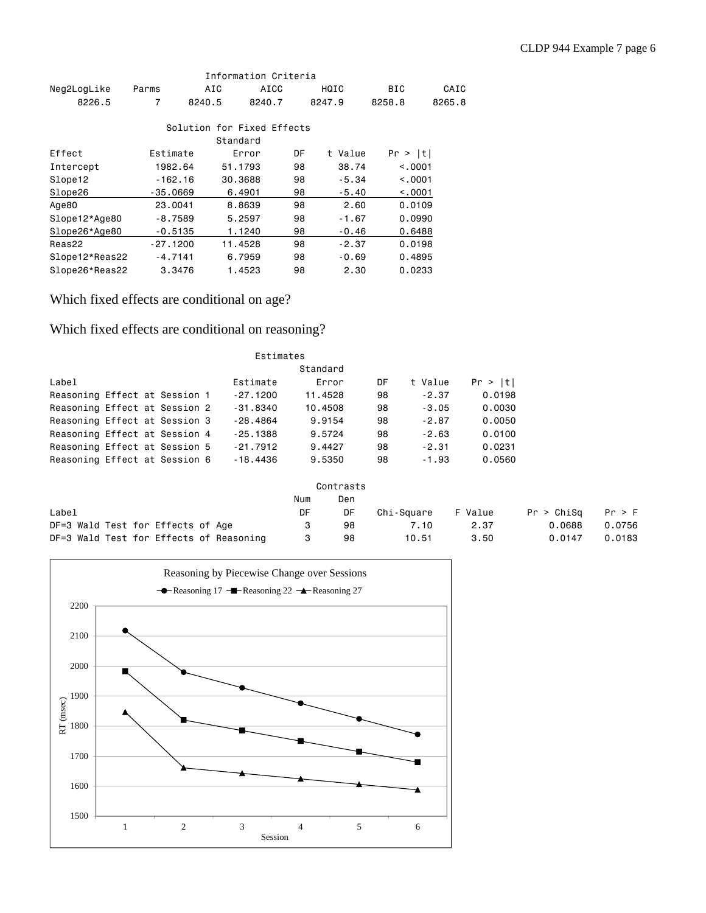**Information Criteria**

| Neg2LogLike | Parms | AIC | AICC | HQIC | BIC | CAIC |
|---|---|---|---|---|---|---|
| 8226.5 | 7 | 8240.5 | 8240.7 | 8247.9 | 8258.8 | 8265.8 |

**Solution for Fixed Effects**

| Effect | Estimate | Standard Error | DF | t Value | Pr > \|t\| |
|---|---|---|---|---|---|
| Intercept | 1982.64 | 51.1793 | 98 | 38.74 | <.0001 |
| Slope12 | -162.16 | 30.3688 | 98 | -5.34 | <.0001 |
| Slope26 | -35.0669 | 6.4901 | 98 | -5.40 | <.0001 |
| Age80 | 23.0041 | 8.8639 | 98 | 2.60 | 0.0109 |
| Slope12*Age80 | -8.7589 | 5.2597 | 98 | -1.67 | 0.0990 |
| Slope26*Age80 | -0.5135 | 1.1240 | 98 | -0.46 | 0.6488 |
| Reas22 | -27.1200 | 11.4528 | 98 | -2.37 | 0.0198 |
| Slope12*Reas22 | -4.7141 | 6.7959 | 98 | -0.69 | 0.4895 |
| Slope26*Reas22 | 3.3476 | 1.4523 | 98 | 2.30 | 0.0233 |

Which fixed effects are conditional on age?

Which fixed effects are conditional on reasoning?

**Estimates**

| Label | Estimate | Standard Error | DF | t Value | Pr > \|t\| |
|---|---|---|---|---|---|
| Reasoning Effect at Session 1 | -27.1200 | 11.4528 | 98 | -2.37 | 0.0198 |
| Reasoning Effect at Session 2 | -31.8340 | 10.4508 | 98 | -3.05 | 0.0030 |
| Reasoning Effect at Session 3 | -28.4864 | 9.9154 | 98 | -2.87 | 0.0050 |
| Reasoning Effect at Session 4 | -25.1388 | 9.5724 | 98 | -2.63 | 0.0100 |
| Reasoning Effect at Session 5 | -21.7912 | 9.4427 | 98 | -2.31 | 0.0231 |
| Reasoning Effect at Session 6 | -18.4436 | 9.5350 | 98 | -1.93 | 0.0560 |

**Contrasts**

| Label | Num DF | Den DF | Chi-Square | F Value | Pr > ChiSq | Pr > F |
|---|---|---|---|---|---|---|
| DF=3 Wald Test for Effects of Age | 3 | 98 | 7.10 | 2.37 | 0.0688 | 0.0756 |
| DF=3 Wald Test for Effects of Reasoning | 3 | 98 | 10.51 | 3.50 | 0.0147 | 0.0183 |

Reasoning by Piecewise Change over Sessions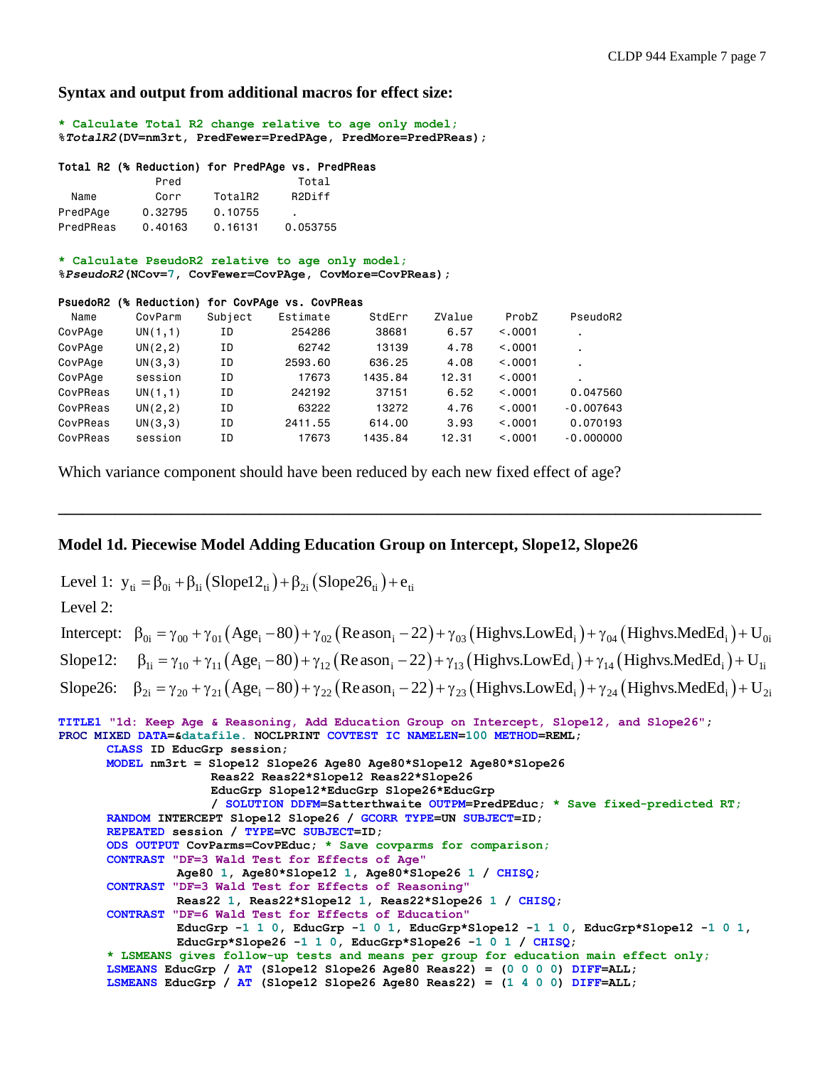**Syntax and output from additional macros for effect size:**

```
* Calculate Total R2 change relative to age only model;
%TotalR2(DV=nm3rt, PredFewer=PredPAge, PredMore=PredPReas);

Total R2 (% Reduction) for PredPAge vs. PredPReas
              Pred                   Total
  Name        Corr       TotalR2     R2Diff
PredPAge     0.32795     0.10755       .
PredPReas    0.40163     0.16131     0.053755

* Calculate PseudoR2 relative to age only model;
%PseudoR2(NCov=7, CovFewer=CovPAge, CovMore=CovPReas);

PsuedoR2 (% Reduction) for CovPAge vs. CovPReas
  Name      CovParm    Subject    Estimate      StdErr    ZValue     ProbZ      PseudoR2
CovPAge     UN(1,1)      ID         254286       38681      6.57     <.0001        .
CovPAge     UN(2,2)      ID          62742       13139      4.78     <.0001        .
CovPAge     UN(3,3)      ID        2593.60      636.25      4.08     <.0001        .
CovPAge     session      ID          17673     1435.84     12.31     <.0001        .
CovPReas    UN(1,1)      ID         242192       37151      6.52     <.0001     0.047560
CovPReas    UN(2,2)      ID          63222       13272      4.76     <.0001    -0.007643
CovPReas    UN(3,3)      ID        2411.55      614.00      3.93     <.0001     0.070193
CovPReas    session      ID          17673     1435.84     12.31     <.0001    -0.000000
```

Which variance component should have been reduced by each new fixed effect of age?

---

**Model 1d. Piecewise Model Adding Education Group on Intercept, Slope12, Slope26**

Level 1: $y_{ti} = \beta_{0i} + \beta_{1i}(\text{Slope12}_{ti}) + \beta_{2i}(\text{Slope26}_{ti}) + e_{ti}$

Level 2:

Intercept: $\beta_{0i} = \gamma_{00} + \gamma_{01}(\text{Age}_i - 80) + \gamma_{02}(\text{Reason}_i - 22) + \gamma_{03}(\text{Highvs.LowEd}_i) + \gamma_{04}(\text{Highvs.MedEd}_i) + U_{0i}$

Slope12: $\beta_{1i} = \gamma_{10} + \gamma_{11}(\text{Age}_i - 80) + \gamma_{12}(\text{Reason}_i - 22) + \gamma_{13}(\text{Highvs.LowEd}_i) + \gamma_{14}(\text{Highvs.MedEd}_i) + U_{1i}$

Slope26: $\beta_{2i} = \gamma_{20} + \gamma_{21}(\text{Age}_i - 80) + \gamma_{22}(\text{Reason}_i - 22) + \gamma_{23}(\text{Highvs.LowEd}_i) + \gamma_{24}(\text{Highvs.MedEd}_i) + U_{2i}$

```
TITLE1 "1d: Keep Age & Reasoning, Add Education Group on Intercept, Slope12, and Slope26";
PROC MIXED DATA=&datafile. NOCLPRINT COVTEST IC NAMELEN=100 METHOD=REML;
      CLASS ID EducGrp session;
      MODEL nm3rt = Slope12 Slope26 Age80 Age80*Slope12 Age80*Slope26
                    Reas22 Reas22*Slope12 Reas22*Slope26
                    EducGrp Slope12*EducGrp Slope26*EducGrp
                    / SOLUTION DDFM=Satterthwaite OUTPM=PredPEduc; * Save fixed-predicted RT;
      RANDOM INTERCEPT Slope12 Slope26 / GCORR TYPE=UN SUBJECT=ID;
      REPEATED session / TYPE=VC SUBJECT=ID;
      ODS OUTPUT CovParms=CovPEduc; * Save covparms for comparison;
      CONTRAST "DF=3 Wald Test for Effects of Age"
               Age80 1, Age80*Slope12 1, Age80*Slope26 1 / CHISQ;
      CONTRAST "DF=3 Wald Test for Effects of Reasoning"
               Reas22 1, Reas22*Slope12 1, Reas22*Slope26 1 / CHISQ;
      CONTRAST "DF=6 Wald Test for Effects of Education"
               EducGrp -1 1 0, EducGrp -1 0 1, EducGrp*Slope12 -1 1 0, EducGrp*Slope12 -1 0 1,
               EducGrp*Slope26 -1 1 0, EducGrp*Slope26 -1 0 1 / CHISQ;
      * LSMEANS gives follow-up tests and means per group for education main effect only;
      LSMEANS EducGrp / AT (Slope12 Slope26 Age80 Reas22) = (0 0 0 0) DIFF=ALL;
      LSMEANS EducGrp / AT (Slope12 Slope26 Age80 Reas22) = (1 4 0 0) DIFF=ALL;
```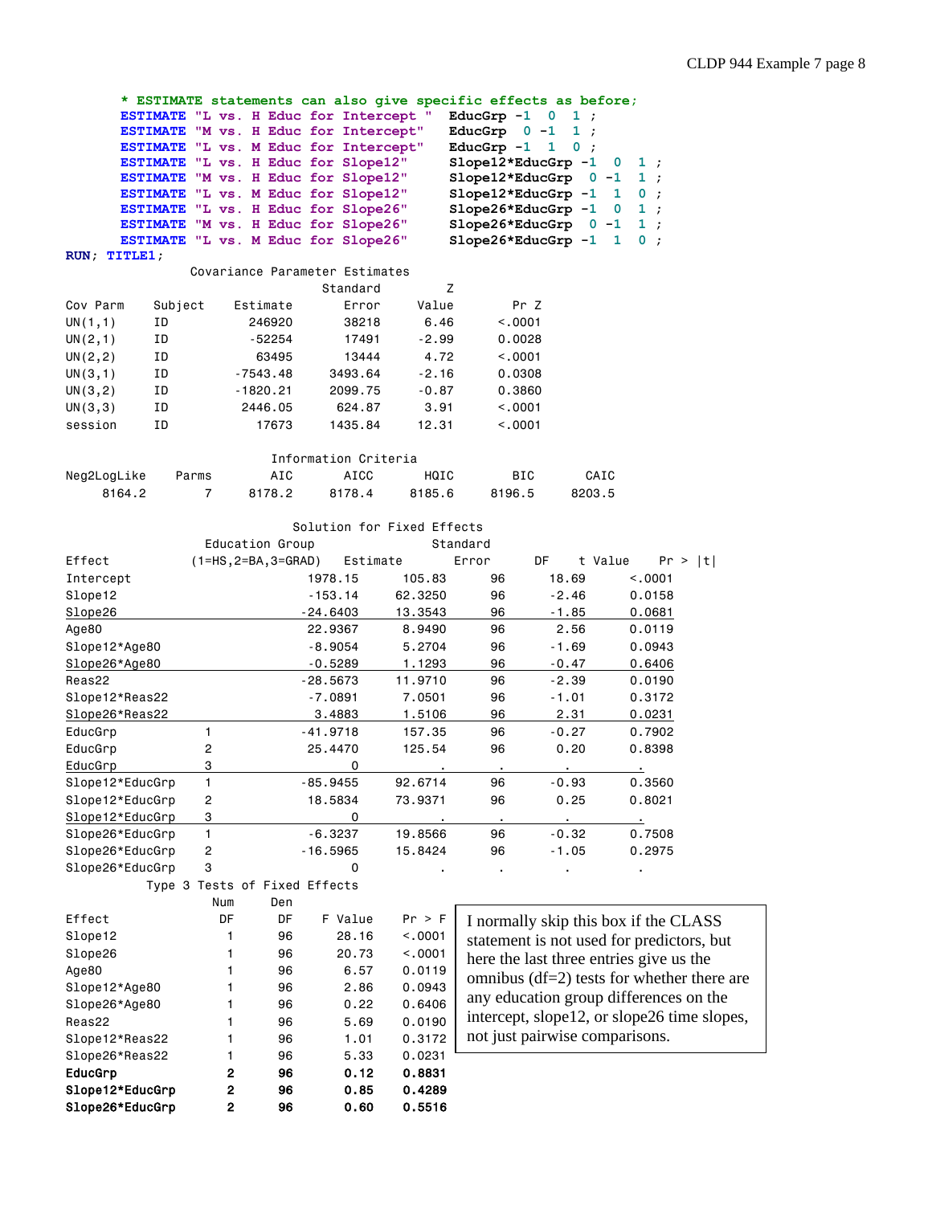```
* ESTIMATE statements can also give specific effects as before;
ESTIMATE "L vs. H Educ for Intercept "  EducGrp -1  0  1 ;
ESTIMATE "M vs. H Educ for Intercept"   EducGrp  0 -1  1 ;
ESTIMATE "L vs. M Educ for Intercept"   EducGrp -1  1  0 ;
ESTIMATE "L vs. H Educ for Slope12"     Slope12*EducGrp -1  0  1 ;
ESTIMATE "M vs. H Educ for Slope12"     Slope12*EducGrp  0 -1  1 ;
ESTIMATE "L vs. M Educ for Slope12"     Slope12*EducGrp -1  1  0 ;
ESTIMATE "L vs. H Educ for Slope26"     Slope26*EducGrp -1  0  1 ;
ESTIMATE "M vs. H Educ for Slope26"     Slope26*EducGrp  0 -1  1 ;
ESTIMATE "L vs. M Educ for Slope26"     Slope26*EducGrp -1  1  0 ;
RUN; TITLE1;
```

Covariance Parameter Estimates

| Cov Parm | Subject | Estimate | Standard Error | Z Value | Pr Z |
|---|---|---|---|---|---|
| UN(1,1) | ID | 246920 | 38218 | 6.46 | <.0001 |
| UN(2,1) | ID | -52254 | 17491 | -2.99 | 0.0028 |
| UN(2,2) | ID | 63495 | 13444 | 4.72 | <.0001 |
| UN(3,1) | ID | -7543.48 | 3493.64 | -2.16 | 0.0308 |
| UN(3,2) | ID | -1820.21 | 2099.75 | -0.87 | 0.3860 |
| UN(3,3) | ID | 2446.05 | 624.87 | 3.91 | <.0001 |
| session | ID | 17673 | 1435.84 | 12.31 | <.0001 |

Information Criteria

| Neg2LogLike | Parms | AIC | AICC | HQIC | BIC | CAIC |
|---|---|---|---|---|---|---|
| 8164.2 | 7 | 8178.2 | 8178.4 | 8185.6 | 8196.5 | 8203.5 |

Solution for Fixed Effects

| Effect | Education Group (1=HS,2=BA,3=GRAD) | Estimate | Standard Error | DF | t Value | Pr > \|t\| |
|---|---|---|---|---|---|---|
| Intercept | | 1978.15 | 105.83 | 96 | 18.69 | <.0001 |
| Slope12 | | -153.14 | 62.3250 | 96 | -2.46 | 0.0158 |
| Slope26 | | -24.6403 | 13.3543 | 96 | -1.85 | 0.0681 |
| Age80 | | 22.9367 | 8.9490 | 96 | 2.56 | 0.0119 |
| Slope12*Age80 | | -8.9054 | 5.2704 | 96 | -1.69 | 0.0943 |
| Slope26*Age80 | | -0.5289 | 1.1293 | 96 | -0.47 | 0.6406 |
| Reas22 | | -28.5673 | 11.9710 | 96 | -2.39 | 0.0190 |
| Slope12*Reas22 | | -7.0891 | 7.0501 | 96 | -1.01 | 0.3172 |
| Slope26*Reas22 | | 3.4883 | 1.5106 | 96 | 2.31 | 0.0231 |
| EducGrp | 1 | -41.9718 | 157.35 | 96 | -0.27 | 0.7902 |
| EducGrp | 2 | 25.4470 | 125.54 | 96 | 0.20 | 0.8398 |
| EducGrp | 3 | 0 | . | . | . | . |
| Slope12*EducGrp | 1 | -85.9455 | 92.6714 | 96 | -0.93 | 0.3560 |
| Slope12*EducGrp | 2 | 18.5834 | 73.9371 | 96 | 0.25 | 0.8021 |
| Slope12*EducGrp | 3 | 0 | . | . | . | . |
| Slope26*EducGrp | 1 | -6.3237 | 19.8566 | 96 | -0.32 | 0.7508 |
| Slope26*EducGrp | 2 | -16.5965 | 15.8424 | 96 | -1.05 | 0.2975 |
| Slope26*EducGrp | 3 | 0 | . | . | . | . |

Type 3 Tests of Fixed Effects

| Effect | Num DF | Den DF | F Value | Pr > F |
|---|---|---|---|---|
| Slope12 | 1 | 96 | 28.16 | <.0001 |
| Slope26 | 1 | 96 | 20.73 | <.0001 |
| Age80 | 1 | 96 | 6.57 | 0.0119 |
| Slope12*Age80 | 1 | 96 | 2.86 | 0.0943 |
| Slope26*Age80 | 1 | 96 | 0.22 | 0.6406 |
| Reas22 | 1 | 96 | 5.69 | 0.0190 |
| Slope12*Reas22 | 1 | 96 | 1.01 | 0.3172 |
| Slope26*Reas22 | 1 | 96 | 5.33 | 0.0231 |
| **EducGrp** | **2** | **96** | **0.12** | **0.8831** |
| **Slope12*EducGrp** | **2** | **96** | **0.85** | **0.4289** |
| **Slope26*EducGrp** | **2** | **96** | **0.60** | **0.5516** |

I normally skip this box if the CLASS statement is not used for predictors, but here the last three entries give us the omnibus (df=2) tests for whether there are any education group differences on the intercept, slope12, or slope26 time slopes, not just pairwise comparisons.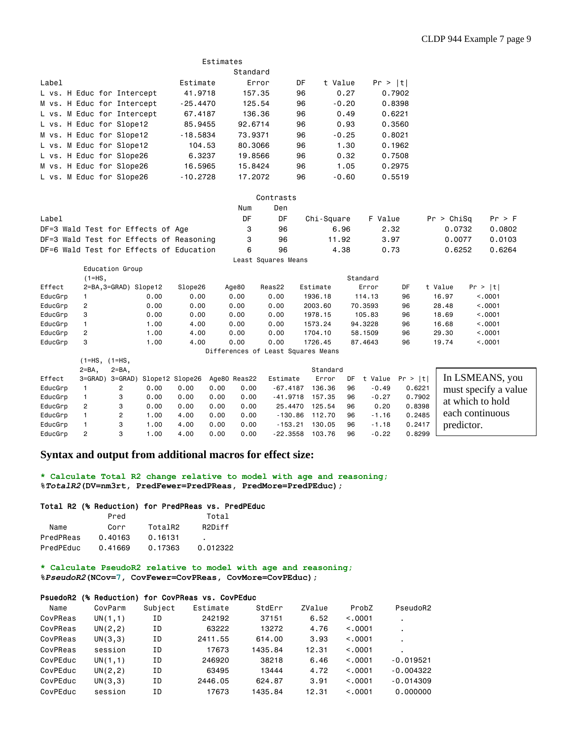**Estimates**

| Label | Estimate | Standard Error | DF | t Value | Pr > \|t\| |
|---|---|---|---|---|---|
| L vs. H Educ for Intercept | 41.9718 | 157.35 | 96 | 0.27 | 0.7902 |
| M vs. H Educ for Intercept | -25.4470 | 125.54 | 96 | -0.20 | 0.8398 |
| L vs. M Educ for Intercept | 67.4187 | 136.36 | 96 | 0.49 | 0.6221 |
| L vs. H Educ for Slope12 | 85.9455 | 92.6714 | 96 | 0.93 | 0.3560 |
| M vs. H Educ for Slope12 | -18.5834 | 73.9371 | 96 | -0.25 | 0.8021 |
| L vs. M Educ for Slope12 | 104.53 | 80.3066 | 96 | 1.30 | 0.1962 |
| L vs. H Educ for Slope26 | 6.3237 | 19.8566 | 96 | 0.32 | 0.7508 |
| M vs. H Educ for Slope26 | 16.5965 | 15.8424 | 96 | 1.05 | 0.2975 |
| L vs. M Educ for Slope26 | -10.2728 | 17.2072 | 96 | -0.60 | 0.5519 |

**Contrasts**

| Label | Num DF | Den DF | Chi-Square | F Value | Pr > ChiSq | Pr > F |
|---|---|---|---|---|---|---|
| DF=3 Wald Test for Effects of Age | 3 | 96 | 6.96 | 2.32 | 0.0732 | 0.0802 |
| DF=3 Wald Test for Effects of Reasoning | 3 | 96 | 11.92 | 3.97 | 0.0077 | 0.0103 |
| DF=6 Wald Test for Effects of Education | 6 | 96 | 4.38 | 0.73 | 0.6252 | 0.6264 |

**Least Squares Means**

| Effect | Education Group (1=HS, 2=BA,3=GRAD) | Slope12 | Slope26 | Age80 | Reas22 | Estimate | Standard Error | DF | t Value | Pr > \|t\| |
|---|---|---|---|---|---|---|---|---|---|---|
| EducGrp | 1 | 0.00 | 0.00 | 0.00 | 0.00 | 1936.18 | 114.13 | 96 | 16.97 | <.0001 |
| EducGrp | 2 | 0.00 | 0.00 | 0.00 | 0.00 | 2003.60 | 70.3593 | 96 | 28.48 | <.0001 |
| EducGrp | 3 | 0.00 | 0.00 | 0.00 | 0.00 | 1978.15 | 105.83 | 96 | 18.69 | <.0001 |
| EducGrp | 1 | 1.00 | 4.00 | 0.00 | 0.00 | 1573.24 | 94.3228 | 96 | 16.68 | <.0001 |
| EducGrp | 2 | 1.00 | 4.00 | 0.00 | 0.00 | 1704.10 | 58.1509 | 96 | 29.30 | <.0001 |
| EducGrp | 3 | 1.00 | 4.00 | 0.00 | 0.00 | 1726.45 | 87.4643 | 96 | 19.74 | <.0001 |

**Differences of Least Squares Means**

| Effect | (1=HS, 2=BA, 3=GRAD) | (1=HS, 2=BA, 3=GRAD) | Slope12 | Slope26 | Age80 | Reas22 | Estimate | Standard Error | DF | t Value | Pr > \|t\| |
|---|---|---|---|---|---|---|---|---|---|---|---|
| EducGrp | 1 | 2 | 0.00 | 0.00 | 0.00 | 0.00 | -67.4187 | 136.36 | 96 | -0.49 | 0.6221 |
| EducGrp | 1 | 3 | 0.00 | 0.00 | 0.00 | 0.00 | -41.9718 | 157.35 | 96 | -0.27 | 0.7902 |
| EducGrp | 2 | 3 | 0.00 | 0.00 | 0.00 | 0.00 | 25.4470 | 125.54 | 96 | 0.20 | 0.8398 |
| EducGrp | 1 | 2 | 1.00 | 4.00 | 0.00 | 0.00 | -130.86 | 112.70 | 96 | -1.16 | 0.2485 |
| EducGrp | 1 | 3 | 1.00 | 4.00 | 0.00 | 0.00 | -153.21 | 130.05 | 96 | -1.18 | 0.2417 |
| EducGrp | 2 | 3 | 1.00 | 4.00 | 0.00 | 0.00 | -22.3558 | 103.76 | 96 | -0.22 | 0.8299 |

In LSMEANS, you must specify a value at which to hold each continuous predictor.

## Syntax and output from additional macros for effect size:

```
* Calculate Total R2 change relative to model with age and reasoning;
%TotalR2(DV=nm3rt, PredFewer=PredPReas, PredMore=PredPEduc);
```

**Total R2 (% Reduction) for PredPReas vs. PredPEduc**

| Name | Pred Corr | TotalR2 | Total R2Diff |
|---|---|---|---|
| PredPReas | 0.40163 | 0.16131 | . |
| PredPEduc | 0.41669 | 0.17363 | 0.012322 |

```
* Calculate PseudoR2 relative to model with age and reasoning;
%PseudoR2(NCov=7, CovFewer=CovPReas, CovMore=CovPEduc);
```

**PsuedoR2 (% Reduction) for CovPReas vs. CovPEduc**

| Name | CovParm | Subject | Estimate | StdErr | ZValue | ProbZ | PseudoR2 |
|---|---|---|---|---|---|---|---|
| CovPReas | UN(1,1) | ID | 242192 | 37151 | 6.52 | <.0001 | . |
| CovPReas | UN(2,2) | ID | 63222 | 13272 | 4.76 | <.0001 | . |
| CovPReas | UN(3,3) | ID | 2411.55 | 614.00 | 3.93 | <.0001 | . |
| CovPReas | session | ID | 17673 | 1435.84 | 12.31 | <.0001 | . |
| CovPEduc | UN(1,1) | ID | 246920 | 38218 | 6.46 | <.0001 | -0.019521 |
| CovPEduc | UN(2,2) | ID | 63495 | 13444 | 4.72 | <.0001 | -0.004322 |
| CovPEduc | UN(3,3) | ID | 2446.05 | 624.87 | 3.91 | <.0001 | -0.014309 |
| CovPEduc | session | ID | 17673 | 1435.84 | 12.31 | <.0001 | 0.000000 |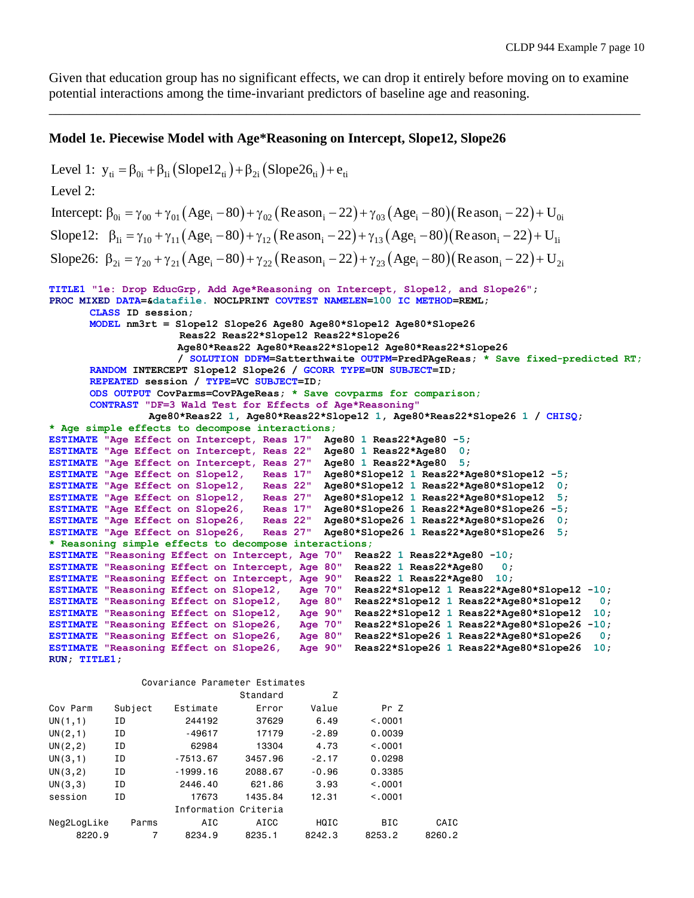Given that education group has no significant effects, we can drop it entirely before moving on to examine potential interactions among the time-invariant predictors of baseline age and reasoning.

---

### Model 1e. Piecewise Model with Age*Reasoning on Intercept, Slope12, Slope26

$$\text{Level 1: } y_{ti} = \beta_{0i} + \beta_{1i}\left(\text{Slope12}_{ti}\right) + \beta_{2i}\left(\text{Slope26}_{ti}\right) + e_{ti}$$

Level 2:

$$\text{Intercept: } \beta_{0i} = \gamma_{00} + \gamma_{01}\left(\text{Age}_i - 80\right) + \gamma_{02}\left(\text{Reason}_i - 22\right) + \gamma_{03}\left(\text{Age}_i - 80\right)\left(\text{Reason}_i - 22\right) + U_{0i}$$

$$\text{Slope12: } \beta_{1i} = \gamma_{10} + \gamma_{11}\left(\text{Age}_i - 80\right) + \gamma_{12}\left(\text{Reason}_i - 22\right) + \gamma_{13}\left(\text{Age}_i - 80\right)\left(\text{Reason}_i - 22\right) + U_{1i}$$

$$\text{Slope26: } \beta_{2i} = \gamma_{20} + \gamma_{21}\left(\text{Age}_i - 80\right) + \gamma_{22}\left(\text{Reason}_i - 22\right) + \gamma_{23}\left(\text{Age}_i - 80\right)\left(\text{Reason}_i - 22\right) + U_{2i}$$

```
TITLE1 "1e: Drop EducGrp, Add Age*Reasoning on Intercept, Slope12, and Slope26";
PROC MIXED DATA=&datafile. NOCLPRINT COVTEST NAMELEN=100 IC METHOD=REML;
      CLASS ID session;
      MODEL nm3rt = Slope12 Slope26 Age80 Age80*Slope12 Age80*Slope26
                    Reas22 Reas22*Slope12 Reas22*Slope26
                    Age80*Reas22 Age80*Reas22*Slope12 Age80*Reas22*Slope26
                    / SOLUTION DDFM=Satterthwaite OUTPM=PredPAgeReas; * Save fixed-predicted RT;
      RANDOM INTERCEPT Slope12 Slope26 / GCORR TYPE=UN SUBJECT=ID;
      REPEATED session / TYPE=VC SUBJECT=ID;
      ODS OUTPUT CovParms=CovPAgeReas; * Save covparms for comparison;
      CONTRAST "DF=3 Wald Test for Effects of Age*Reasoning"
              Age80*Reas22 1, Age80*Reas22*Slope12 1, Age80*Reas22*Slope26 1 / CHISQ;
* Age simple effects to decompose interactions;
ESTIMATE "Age Effect on Intercept, Reas 17"  Age80 1 Reas22*Age80 -5;
ESTIMATE "Age Effect on Intercept, Reas 22"  Age80 1 Reas22*Age80  0;
ESTIMATE "Age Effect on Intercept, Reas 27"  Age80 1 Reas22*Age80  5;
ESTIMATE "Age Effect on Slope12,   Reas 17"  Age80*Slope12 1 Reas22*Age80*Slope12 -5;
ESTIMATE "Age Effect on Slope12,   Reas 22"  Age80*Slope12 1 Reas22*Age80*Slope12  0;
ESTIMATE "Age Effect on Slope12,   Reas 27"  Age80*Slope12 1 Reas22*Age80*Slope12  5;
ESTIMATE "Age Effect on Slope26,   Reas 17"  Age80*Slope26 1 Reas22*Age80*Slope26 -5;
ESTIMATE "Age Effect on Slope26,   Reas 22"  Age80*Slope26 1 Reas22*Age80*Slope26  0;
ESTIMATE "Age Effect on Slope26,   Reas 27"  Age80*Slope26 1 Reas22*Age80*Slope26  5;
* Reasoning simple effects to decompose interactions;
ESTIMATE "Reasoning Effect on Intercept, Age 70"  Reas22 1 Reas22*Age80 -10;
ESTIMATE "Reasoning Effect on Intercept, Age 80"  Reas22 1 Reas22*Age80   0;
ESTIMATE "Reasoning Effect on Intercept, Age 90"  Reas22 1 Reas22*Age80  10;
ESTIMATE "Reasoning Effect on Slope12,   Age 70"  Reas22*Slope12 1 Reas22*Age80*Slope12 -10;
ESTIMATE "Reasoning Effect on Slope12,   Age 80"  Reas22*Slope12 1 Reas22*Age80*Slope12   0;
ESTIMATE "Reasoning Effect on Slope12,   Age 90"  Reas22*Slope12 1 Reas22*Age80*Slope12  10;
ESTIMATE "Reasoning Effect on Slope26,   Age 70"  Reas22*Slope26 1 Reas22*Age80*Slope26 -10;
ESTIMATE "Reasoning Effect on Slope26,   Age 80"  Reas22*Slope26 1 Reas22*Age80*Slope26   0;
ESTIMATE "Reasoning Effect on Slope26,   Age 90"  Reas22*Slope26 1 Reas22*Age80*Slope26  10;
RUN; TITLE1;
```

Covariance Parameter Estimates

| Cov Parm | Subject | Estimate | Standard Error | Z Value | Pr Z |
|---|---|---|---|---|---|
| UN(1,1) | ID | 244192 | 37629 | 6.49 | <.0001 |
| UN(2,1) | ID | -49617 | 17179 | -2.89 | 0.0039 |
| UN(2,2) | ID | 62984 | 13304 | 4.73 | <.0001 |
| UN(3,1) | ID | -7513.67 | 3457.96 | -2.17 | 0.0298 |
| UN(3,2) | ID | -1999.16 | 2088.67 | -0.96 | 0.3385 |
| UN(3,3) | ID | 2446.40 | 621.86 | 3.93 | <.0001 |
| session | ID | 17673 | 1435.84 | 12.31 | <.0001 |

Information Criteria

| Neg2LogLike | Parms | AIC | AICC | HQIC | BIC | CAIC |
|---|---|---|---|---|---|---|
| 8220.9 | 7 | 8234.9 | 8235.1 | 8242.3 | 8253.2 | 8260.2 |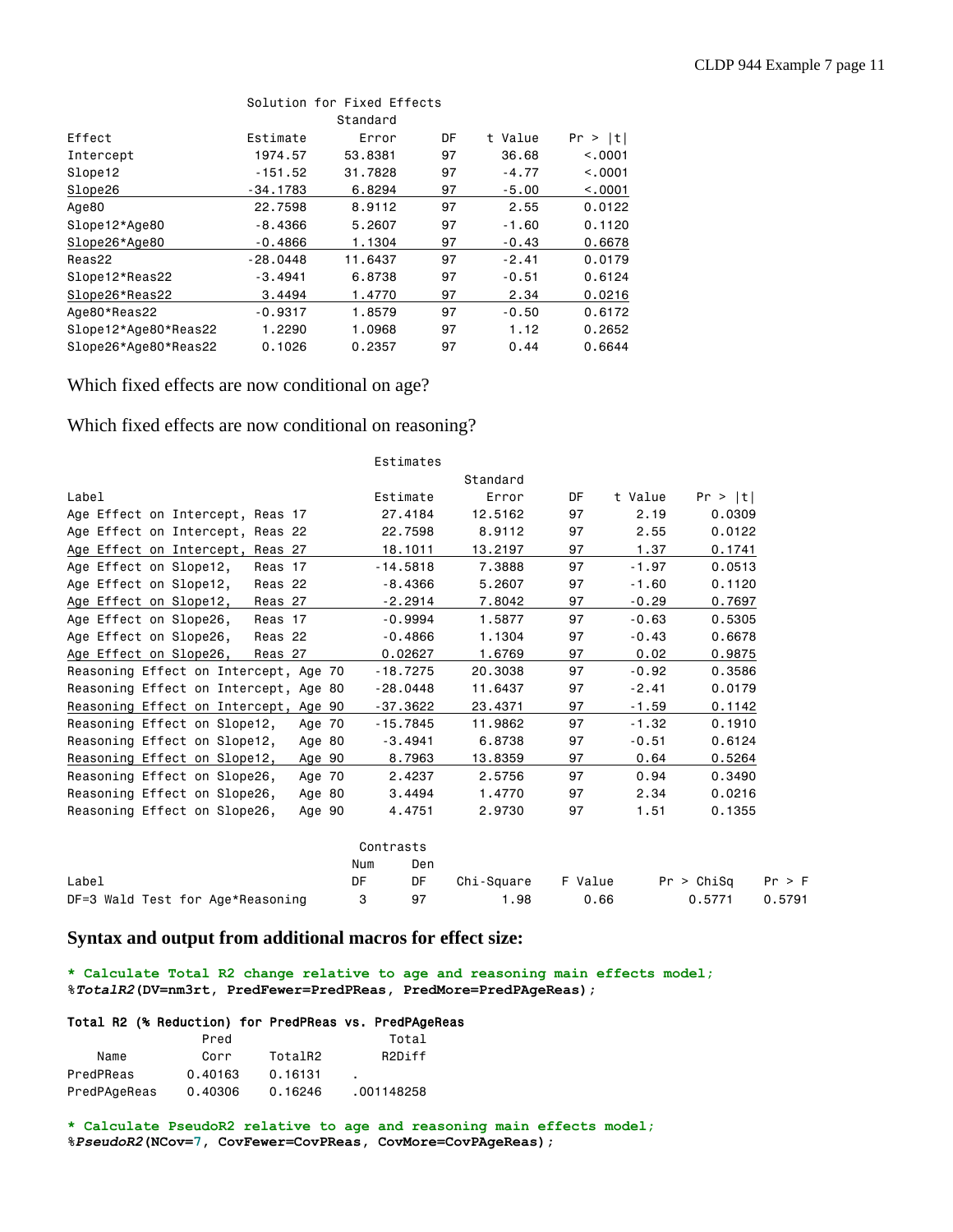**Solution for Fixed Effects**

| Effect | Estimate | Standard Error | DF | t Value | Pr > \|t\| |
|---|---|---|---|---|---|
| Intercept | 1974.57 | 53.8381 | 97 | 36.68 | <.0001 |
| Slope12 | -151.52 | 31.7828 | 97 | -4.77 | <.0001 |
| Slope26 | -34.1783 | 6.8294 | 97 | -5.00 | <.0001 |
| Age80 | 22.7598 | 8.9112 | 97 | 2.55 | 0.0122 |
| Slope12*Age80 | -8.4366 | 5.2607 | 97 | -1.60 | 0.1120 |
| Slope26*Age80 | -0.4866 | 1.1304 | 97 | -0.43 | 0.6678 |
| Reas22 | -28.0448 | 11.6437 | 97 | -2.41 | 0.0179 |
| Slope12*Reas22 | -3.4941 | 6.8738 | 97 | -0.51 | 0.6124 |
| Slope26*Reas22 | 3.4494 | 1.4770 | 97 | 2.34 | 0.0216 |
| Age80*Reas22 | -0.9317 | 1.8579 | 97 | -0.50 | 0.6172 |
| Slope12*Age80*Reas22 | 1.2290 | 1.0968 | 97 | 1.12 | 0.2652 |
| Slope26*Age80*Reas22 | 0.1026 | 0.2357 | 97 | 0.44 | 0.6644 |

Which fixed effects are now conditional on age?

Which fixed effects are now conditional on reasoning?

**Estimates**

| Label | Estimate | Standard Error | DF | t Value | Pr > \|t\| |
|---|---|---|---|---|---|
| Age Effect on Intercept, Reas 17 | 27.4184 | 12.5162 | 97 | 2.19 | 0.0309 |
| Age Effect on Intercept, Reas 22 | 22.7598 | 8.9112 | 97 | 2.55 | 0.0122 |
| Age Effect on Intercept, Reas 27 | 18.1011 | 13.2197 | 97 | 1.37 | 0.1741 |
| Age Effect on Slope12, Reas 17 | -14.5818 | 7.3888 | 97 | -1.97 | 0.0513 |
| Age Effect on Slope12, Reas 22 | -8.4366 | 5.2607 | 97 | -1.60 | 0.1120 |
| Age Effect on Slope12, Reas 27 | -2.2914 | 7.8042 | 97 | -0.29 | 0.7697 |
| Age Effect on Slope26, Reas 17 | -0.9994 | 1.5877 | 97 | -0.63 | 0.5305 |
| Age Effect on Slope26, Reas 22 | -0.4866 | 1.1304 | 97 | -0.43 | 0.6678 |
| Age Effect on Slope26, Reas 27 | 0.02627 | 1.6769 | 97 | 0.02 | 0.9875 |
| Reasoning Effect on Intercept, Age 70 | -18.7275 | 20.3038 | 97 | -0.92 | 0.3586 |
| Reasoning Effect on Intercept, Age 80 | -28.0448 | 11.6437 | 97 | -2.41 | 0.0179 |
| Reasoning Effect on Intercept, Age 90 | -37.3622 | 23.4371 | 97 | -1.59 | 0.1142 |
| Reasoning Effect on Slope12, Age 70 | -15.7845 | 11.9862 | 97 | -1.32 | 0.1910 |
| Reasoning Effect on Slope12, Age 80 | -3.4941 | 6.8738 | 97 | -0.51 | 0.6124 |
| Reasoning Effect on Slope12, Age 90 | 8.7963 | 13.8359 | 97 | 0.64 | 0.5264 |
| Reasoning Effect on Slope26, Age 70 | 2.4237 | 2.5756 | 97 | 0.94 | 0.3490 |
| Reasoning Effect on Slope26, Age 80 | 3.4494 | 1.4770 | 97 | 2.34 | 0.0216 |
| Reasoning Effect on Slope26, Age 90 | 4.4751 | 2.9730 | 97 | 1.51 | 0.1355 |

**Contrasts**

| Label | Num DF | Den DF | Chi-Square | F Value | Pr > ChiSq | Pr > F |
|---|---|---|---|---|---|---|
| DF=3 Wald Test for Age*Reasoning | 3 | 97 | 1.98 | 0.66 | 0.5771 | 0.5791 |

## Syntax and output from additional macros for effect size:

```
* Calculate Total R2 change relative to age and reasoning main effects model;
%TotalR2(DV=nm3rt, PredFewer=PredPReas, PredMore=PredPAgeReas);
```

**Total R2 (% Reduction) for PredPReas vs. PredPAgeReas**

| Name | Pred Corr | TotalR2 | Total R2Diff |
|---|---|---|---|
| PredPReas | 0.40163 | 0.16131 | . |
| PredPAgeReas | 0.40306 | 0.16246 | .001148258 |

```
* Calculate PseudoR2 relative to age and reasoning main effects model;
%PseudoR2(NCov=7, CovFewer=CovPReas, CovMore=CovPAgeReas);
```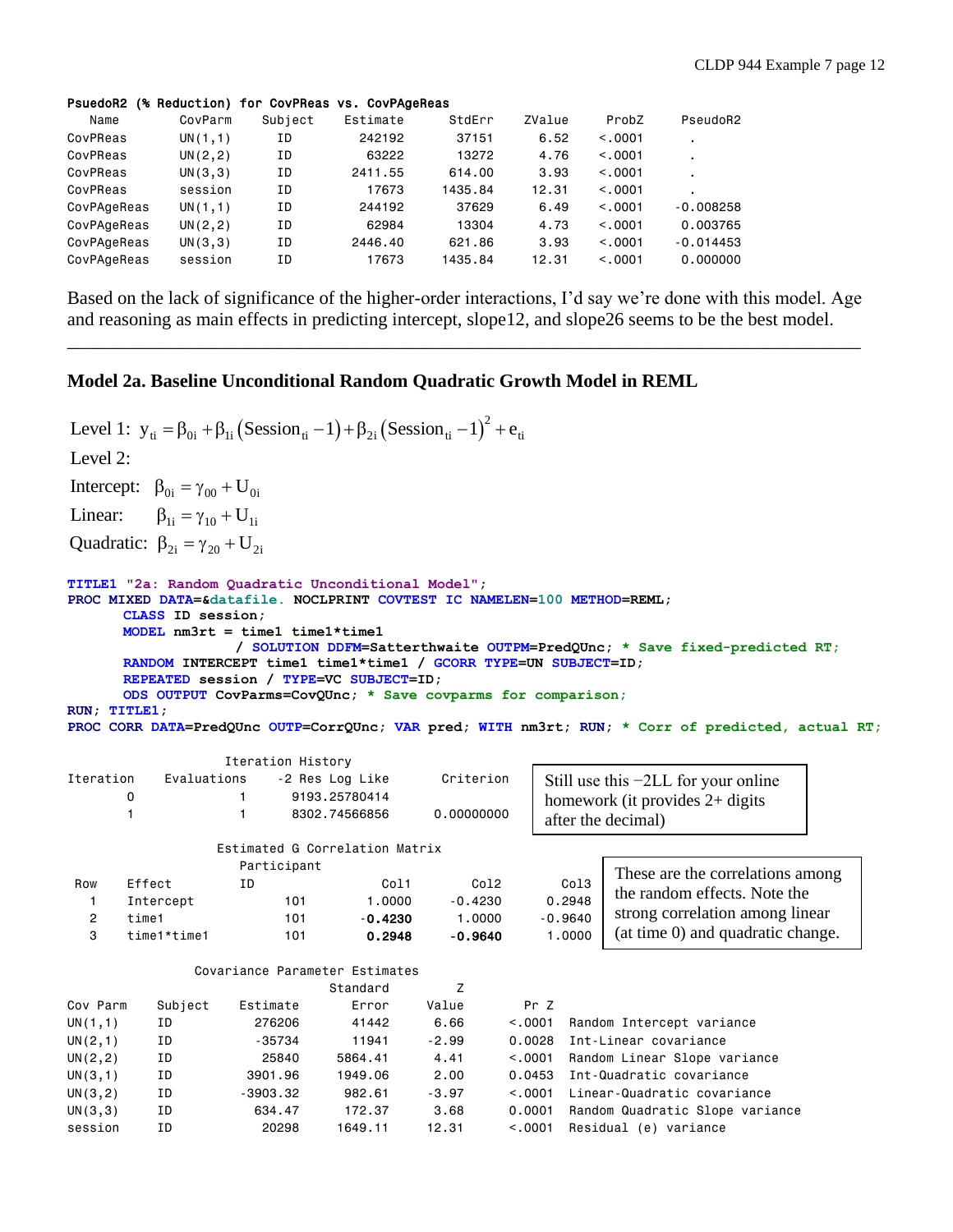**PsuedoR2 (% Reduction) for CovPReas vs. CovPAgeReas**

| Name | CovParm | Subject | Estimate | StdErr | ZValue | ProbZ | PseudoR2 |
|---|---|---|---|---|---|---|---|
| CovPReas | UN(1,1) | ID | 242192 | 37151 | 6.52 | <.0001 | . |
| CovPReas | UN(2,2) | ID | 63222 | 13272 | 4.76 | <.0001 | . |
| CovPReas | UN(3,3) | ID | 2411.55 | 614.00 | 3.93 | <.0001 | . |
| CovPReas | session | ID | 17673 | 1435.84 | 12.31 | <.0001 | . |
| CovPAgeReas | UN(1,1) | ID | 244192 | 37629 | 6.49 | <.0001 | -0.008258 |
| CovPAgeReas | UN(2,2) | ID | 62984 | 13304 | 4.73 | <.0001 | 0.003765 |
| CovPAgeReas | UN(3,3) | ID | 2446.40 | 621.86 | 3.93 | <.0001 | -0.014453 |
| CovPAgeReas | session | ID | 17673 | 1435.84 | 12.31 | <.0001 | 0.000000 |

Based on the lack of significance of the higher-order interactions, I'd say we're done with this model. Age and reasoning as main effects in predicting intercept, slope12, and slope26 seems to be the best model.

---

## Model 2a. Baseline Unconditional Random Quadratic Growth Model in REML

Level 1: $y_{ti} = \beta_{0i} + \beta_{1i}\left(\text{Session}_{ti} - 1\right) + \beta_{2i}\left(\text{Session}_{ti} - 1\right)^2 + e_{ti}$

Level 2:

Intercept: $\beta_{0i} = \gamma_{00} + U_{0i}$

Linear: $\beta_{1i} = \gamma_{10} + U_{1i}$

Quadratic: $\beta_{2i} = \gamma_{20} + U_{2i}$

```
TITLE1 "2a: Random Quadratic Unconditional Model";
PROC MIXED DATA=&datafile. NOCLPRINT COVTEST IC NAMELEN=100 METHOD=REML;
      CLASS ID session;
      MODEL nm3rt = time1 time1*time1
                  / SOLUTION DDFM=Satterthwaite OUTPM=PredQUnc; * Save fixed-predicted RT;
      RANDOM INTERCEPT time1 time1*time1 / GCORR TYPE=UN SUBJECT=ID;
      REPEATED session / TYPE=VC SUBJECT=ID;
      ODS OUTPUT CovParms=CovQUnc; * Save covparms for comparison;
RUN; TITLE1;
PROC CORR DATA=PredQUnc OUTP=CorrQUnc; VAR pred; WITH nm3rt; RUN; * Corr of predicted, actual RT;
```

Iteration History

| Iteration | Evaluations | -2 Res Log Like | Criterion |
|---|---|---|---|
| 0 | 1 | 9193.25780414 | |
| 1 | 1 | 8302.74566856 | 0.00000000 |

Still use this −2LL for your online homework (it provides 2+ digits after the decimal)

Estimated G Correlation Matrix

| Row | Effect | Participant ID | Col1 | Col2 | Col3 |
|---|---|---|---|---|---|
| 1 | Intercept | 101 | 1.0000 | -0.4230 | 0.2948 |
| 2 | time1 | 101 | **-0.4230** | 1.0000 | -0.9640 |
| 3 | time1*time1 | 101 | **0.2948** | **-0.9640** | 1.0000 |

These are the correlations among the random effects. Note the strong correlation among linear (at time 0) and quadratic change.

Covariance Parameter Estimates

| Cov Parm | Subject | Estimate | Standard Error | Z Value | Pr Z | |
|---|---|---|---|---|---|---|
| UN(1,1) | ID | 276206 | 41442 | 6.66 | <.0001 | Random Intercept variance |
| UN(2,1) | ID | -35734 | 11941 | -2.99 | 0.0028 | Int-Linear covariance |
| UN(2,2) | ID | 25840 | 5864.41 | 4.41 | <.0001 | Random Linear Slope variance |
| UN(3,1) | ID | 3901.96 | 1949.06 | 2.00 | 0.0453 | Int-Quadratic covariance |
| UN(3,2) | ID | -3903.32 | 982.61 | -3.97 | <.0001 | Linear-Quadratic covariance |
| UN(3,3) | ID | 634.47 | 172.37 | 3.68 | 0.0001 | Random Quadratic Slope variance |
| session | ID | 20298 | 1649.11 | 12.31 | <.0001 | Residual (e) variance |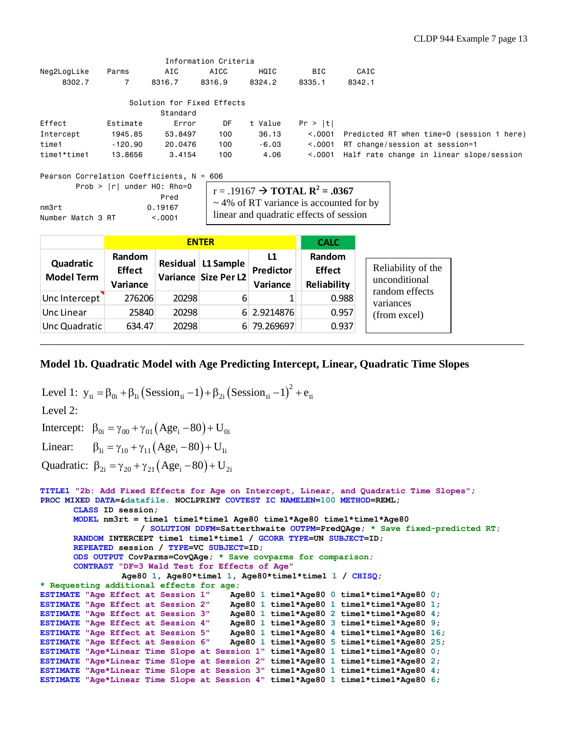```
                         Information Criteria
Neg2LogLike     Parms       AIC      AICC      HQIC       BIC      CAIC
     8302.7         7    8316.7    8316.9    8324.2    8335.1    8342.1

                    Solution for Fixed Effects
                              Standard
Effect           Estimate       Error      DF    t Value    Pr > |t|
Intercept         1945.85     53.8497     100      36.13      <.0001   Predicted RT when time=0 (session 1 here)
time1             -120.90     20.0476     100      -6.03      <.0001   RT change/session at session=1
time1*time1       13.8656      3.4154     100       4.06      <.0001   Half rate change in linear slope/session

Pearson Correlation Coefficients, N = 606
        Prob > |r| under H0: Rho=0
                               Pred
nm3rt                       0.19167
Number Match 3 RT            <.0001
```

r = .19167 → **TOTAL $R^2$ = .0367**
~ 4% of RT variance is accounted for by linear and quadratic effects of session

| | ENTER | | | | CALC |
|---|---|---|---|---|---|
| Quadratic Model Term | Random Effect Variance | Residual Variance | L1 Sample Size Per L2 | L1 Predictor Variance | Random Effect Reliability |
| Unc Intercept | 276206 | 20298 | 6 | 1 | 0.988 |
| Unc Linear | 25840 | 20298 | 6 | 2.9214876 | 0.957 |
| Unc Quadratic | 634.47 | 20298 | 6 | 79.269697 | 0.937 |

Reliability of the unconditional random effects variances (from excel)

---

## Model 1b. Quadratic Model with Age Predicting Intercept, Linear, Quadratic Time Slopes

Level 1: $y_{ti} = \beta_{0i} + \beta_{1i}\left(\text{Session}_{ti} - 1\right) + \beta_{2i}\left(\text{Session}_{ti} - 1\right)^2 + e_{ti}$

Level 2:

Intercept: $\beta_{0i} = \gamma_{00} + \gamma_{01}\left(\text{Age}_i - 80\right) + U_{0i}$

Linear: $\beta_{1i} = \gamma_{10} + \gamma_{11}\left(\text{Age}_i - 80\right) + U_{1i}$

Quadratic: $\beta_{2i} = \gamma_{20} + \gamma_{21}\left(\text{Age}_i - 80\right) + U_{2i}$

```
TITLE1 "2b: Add Fixed Effects for Age on Intercept, Linear, and Quadratic Time Slopes";
PROC MIXED DATA=&datafile. NOCLPRINT COVTEST IC NAMELEN=100 METHOD=REML;
      CLASS ID session;
      MODEL nm3rt = time1 time1*time1 Age80 time1*Age80 time1*time1*Age80
                  / SOLUTION DDFM=Satterthwaite OUTPM=PredQAge; * Save fixed-predicted RT;
      RANDOM INTERCEPT time1 time1*time1 / GCORR TYPE=UN SUBJECT=ID;
      REPEATED session / TYPE=VC SUBJECT=ID;
      ODS OUTPUT CovParms=CovQAge; * Save covparms for comparison;
      CONTRAST "DF=3 Wald Test for Effects of Age"
               Age80 1, Age80*time1 1, Age80*time1*time1 1 / CHISQ;
* Requesting additional effects for age;
ESTIMATE "Age Effect at Session 1"      Age80 1 time1*Age80 0 time1*time1*Age80 0;
ESTIMATE "Age Effect at Session 2"      Age80 1 time1*Age80 1 time1*time1*Age80 1;
ESTIMATE "Age Effect at Session 3"      Age80 1 time1*Age80 2 time1*time1*Age80 4;
ESTIMATE "Age Effect at Session 4"      Age80 1 time1*Age80 3 time1*time1*Age80 9;
ESTIMATE "Age Effect at Session 5"      Age80 1 time1*Age80 4 time1*time1*Age80 16;
ESTIMATE "Age Effect at Session 6"      Age80 1 time1*Age80 5 time1*time1*Age80 25;
ESTIMATE "Age*Linear Time Slope at Session 1" time1*Age80 1 time1*time1*Age80 0;
ESTIMATE "Age*Linear Time Slope at Session 2" time1*Age80 1 time1*time1*Age80 2;
ESTIMATE "Age*Linear Time Slope at Session 3" time1*Age80 1 time1*time1*Age80 4;
ESTIMATE "Age*Linear Time Slope at Session 4" time1*Age80 1 time1*time1*Age80 6;
```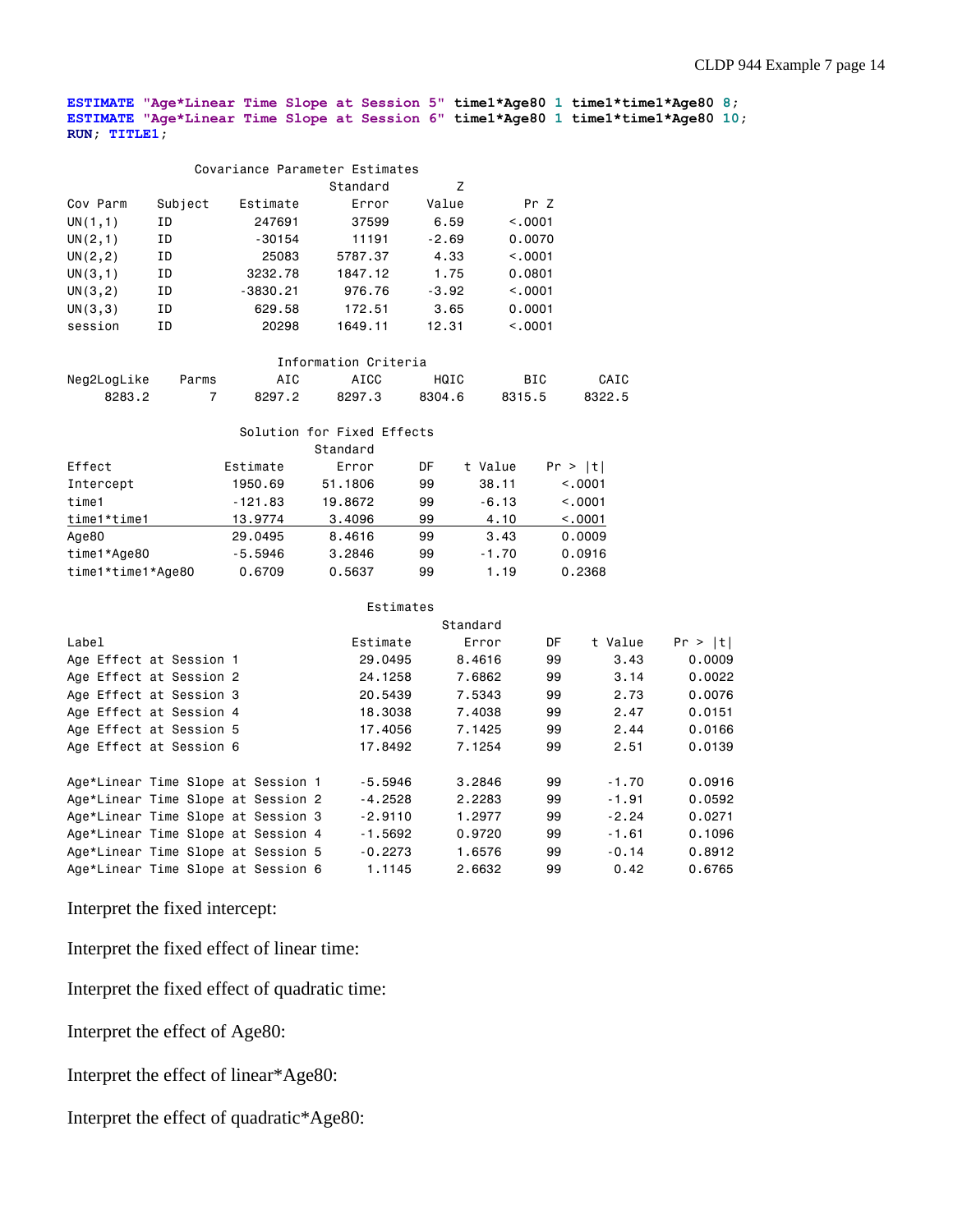```
ESTIMATE "Age*Linear Time Slope at Session 5" time1*Age80 1 time1*time1*Age80 8;
ESTIMATE "Age*Linear Time Slope at Session 6" time1*Age80 1 time1*time1*Age80 10;
RUN; TITLE1;
```

Covariance Parameter Estimates

| Cov Parm | Subject | Estimate | Standard Error | Z Value | Pr Z |
|---|---|---|---|---|---|
| UN(1,1) | ID | 247691 | 37599 | 6.59 | <.0001 |
| UN(2,1) | ID | -30154 | 11191 | -2.69 | 0.0070 |
| UN(2,2) | ID | 25083 | 5787.37 | 4.33 | <.0001 |
| UN(3,1) | ID | 3232.78 | 1847.12 | 1.75 | 0.0801 |
| UN(3,2) | ID | -3830.21 | 976.76 | -3.92 | <.0001 |
| UN(3,3) | ID | 629.58 | 172.51 | 3.65 | 0.0001 |
| session | ID | 20298 | 1649.11 | 12.31 | <.0001 |

Information Criteria

| Neg2LogLike | Parms | AIC | AICC | HQIC | BIC | CAIC |
|---|---|---|---|---|---|---|
| 8283.2 | 7 | 8297.2 | 8297.3 | 8304.6 | 8315.5 | 8322.5 |

Solution for Fixed Effects

| Effect | Estimate | Standard Error | DF | t Value | Pr > \|t\| |
|---|---|---|---|---|---|
| Intercept | 1950.69 | 51.1806 | 99 | 38.11 | <.0001 |
| time1 | -121.83 | 19.8672 | 99 | -6.13 | <.0001 |
| time1*time1 | 13.9774 | 3.4096 | 99 | 4.10 | <.0001 |
| Age80 | 29.0495 | 8.4616 | 99 | 3.43 | 0.0009 |
| time1*Age80 | -5.5946 | 3.2846 | 99 | -1.70 | 0.0916 |
| time1*time1*Age80 | 0.6709 | 0.5637 | 99 | 1.19 | 0.2368 |

Estimates

| Label | Estimate | Standard Error | DF | t Value | Pr > \|t\| |
|---|---|---|---|---|---|
| Age Effect at Session 1 | 29.0495 | 8.4616 | 99 | 3.43 | 0.0009 |
| Age Effect at Session 2 | 24.1258 | 7.6862 | 99 | 3.14 | 0.0022 |
| Age Effect at Session 3 | 20.5439 | 7.5343 | 99 | 2.73 | 0.0076 |
| Age Effect at Session 4 | 18.3038 | 7.4038 | 99 | 2.47 | 0.0151 |
| Age Effect at Session 5 | 17.4056 | 7.1425 | 99 | 2.44 | 0.0166 |
| Age Effect at Session 6 | 17.8492 | 7.1254 | 99 | 2.51 | 0.0139 |
| Age*Linear Time Slope at Session 1 | -5.5946 | 3.2846 | 99 | -1.70 | 0.0916 |
| Age*Linear Time Slope at Session 2 | -4.2528 | 2.2283 | 99 | -1.91 | 0.0592 |
| Age*Linear Time Slope at Session 3 | -2.9110 | 1.2977 | 99 | -2.24 | 0.0271 |
| Age*Linear Time Slope at Session 4 | -1.5692 | 0.9720 | 99 | -1.61 | 0.1096 |
| Age*Linear Time Slope at Session 5 | -0.2273 | 1.6576 | 99 | -0.14 | 0.8912 |
| Age*Linear Time Slope at Session 6 | 1.1145 | 2.6632 | 99 | 0.42 | 0.6765 |

Interpret the fixed intercept:

Interpret the fixed effect of linear time:

Interpret the fixed effect of quadratic time:

Interpret the effect of Age80:

Interpret the effect of linear*Age80:

Interpret the effect of quadratic*Age80: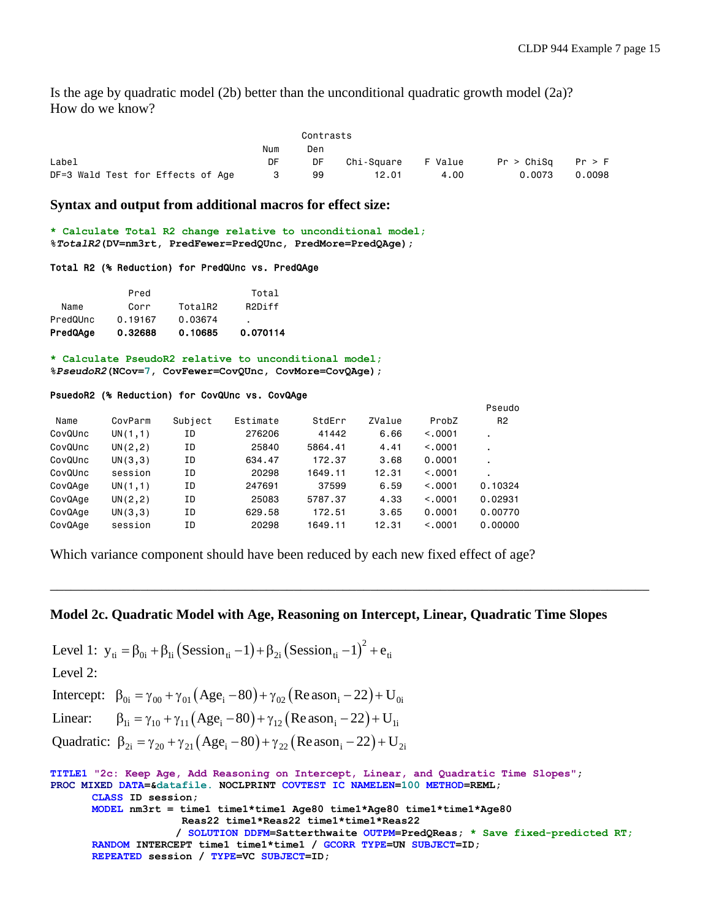Is the age by quadratic model (2b) better than the unconditional quadratic growth model (2a)?
How do we know?

| Label | Num DF | Den DF | Chi-Square | F Value | Pr > ChiSq | Pr > F |
|---|---|---|---|---|---|---|
| DF=3 Wald Test for Effects of Age | 3 | 99 | 12.01 | 4.00 | 0.0073 | 0.0098 |

**Syntax and output from additional macros for effect size:**

```
* Calculate Total R2 change relative to unconditional model;
%TotalR2(DV=nm3rt, PredFewer=PredQUnc, PredMore=PredQAge);
```

**Total R2 (% Reduction) for PredQUnc vs. PredQAge**

| Name | Pred Corr | TotalR2 | Total R2Diff |
|---|---|---|---|
| PredQUnc | 0.19167 | 0.03674 | . |
| **PredQAge** | **0.32688** | **0.10685** | **0.070114** |

```
* Calculate PseudoR2 relative to unconditional model;
%PseudoR2(NCov=7, CovFewer=CovQUnc, CovMore=CovQAge);
```

**PsuedoR2 (% Reduction) for CovQUnc vs. CovQAge**

| Name | CovParm | Subject | Estimate | StdErr | ZValue | ProbZ | Pseudo R2 |
|---|---|---|---|---|---|---|---|
| CovQUnc | UN(1,1) | ID | 276206 | 41442 | 6.66 | <.0001 | . |
| CovQUnc | UN(2,2) | ID | 25840 | 5864.41 | 4.41 | <.0001 | . |
| CovQUnc | UN(3,3) | ID | 634.47 | 172.37 | 3.68 | 0.0001 | . |
| CovQUnc | session | ID | 20298 | 1649.11 | 12.31 | <.0001 | . |
| CovQAge | UN(1,1) | ID | 247691 | 37599 | 6.59 | <.0001 | 0.10324 |
| CovQAge | UN(2,2) | ID | 25083 | 5787.37 | 4.33 | <.0001 | 0.02931 |
| CovQAge | UN(3,3) | ID | 629.58 | 172.51 | 3.65 | 0.0001 | 0.00770 |
| CovQAge | session | ID | 20298 | 1649.11 | 12.31 | <.0001 | 0.00000 |

Which variance component should have been reduced by each new fixed effect of age?

---

**Model 2c. Quadratic Model with Age, Reasoning on Intercept, Linear, Quadratic Time Slopes**

Level 1: $y_{ti} = \beta_{0i} + \beta_{1i}\left(\text{Session}_{ti} - 1\right) + \beta_{2i}\left(\text{Session}_{ti} - 1\right)^2 + e_{ti}$

Level 2:

Intercept: $\beta_{0i} = \gamma_{00} + \gamma_{01}\left(\text{Age}_i - 80\right) + \gamma_{02}\left(\text{Reason}_i - 22\right) + U_{0i}$

Linear: $\beta_{1i} = \gamma_{10} + \gamma_{11}\left(\text{Age}_i - 80\right) + \gamma_{12}\left(\text{Reason}_i - 22\right) + U_{1i}$

Quadratic: $\beta_{2i} = \gamma_{20} + \gamma_{21}\left(\text{Age}_i - 80\right) + \gamma_{22}\left(\text{Reason}_i - 22\right) + U_{2i}$

```
TITLE1 "2c: Keep Age, Add Reasoning on Intercept, Linear, and Quadratic Time Slopes";
PROC MIXED DATA=&datafile. NOCLPRINT COVTEST IC NAMELEN=100 METHOD=REML;
      CLASS ID session;
      MODEL nm3rt = time1 time1*time1 Age80 time1*Age80 time1*time1*Age80
                    Reas22 time1*Reas22 time1*time1*Reas22
                  / SOLUTION DDFM=Satterthwaite OUTPM=PredQReas; * Save fixed-predicted RT;
      RANDOM INTERCEPT time1 time1*time1 / GCORR TYPE=UN SUBJECT=ID;
      REPEATED session / TYPE=VC SUBJECT=ID;
```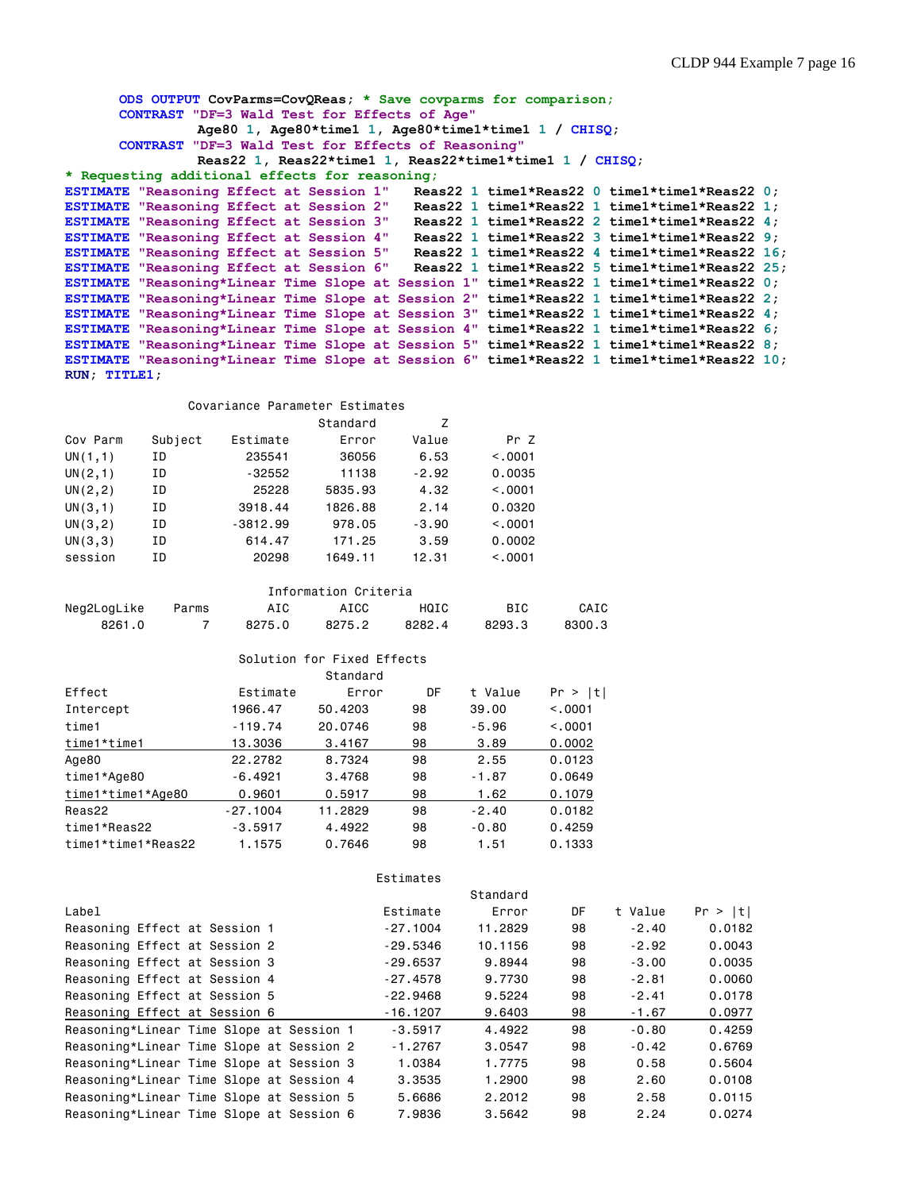```
      ODS OUTPUT CovParms=CovQReas; * Save covparms for comparison;
      CONTRAST "DF=3 Wald Test for Effects of Age"
               Age80 1, Age80*time1 1, Age80*time1*time1 1 / CHISQ;
      CONTRAST "DF=3 Wald Test for Effects of Reasoning"
               Reas22 1, Reas22*time1 1, Reas22*time1*time1 1 / CHISQ;
* Requesting additional effects for reasoning;
ESTIMATE "Reasoning Effect at Session 1"   Reas22 1 time1*Reas22 0 time1*time1*Reas22 0;
ESTIMATE "Reasoning Effect at Session 2"   Reas22 1 time1*Reas22 1 time1*time1*Reas22 1;
ESTIMATE "Reasoning Effect at Session 3"   Reas22 1 time1*Reas22 2 time1*time1*Reas22 4;
ESTIMATE "Reasoning Effect at Session 4"   Reas22 1 time1*Reas22 3 time1*time1*Reas22 9;
ESTIMATE "Reasoning Effect at Session 5"   Reas22 1 time1*Reas22 4 time1*time1*Reas22 16;
ESTIMATE "Reasoning Effect at Session 6"   Reas22 1 time1*Reas22 5 time1*time1*Reas22 25;
ESTIMATE "Reasoning*Linear Time Slope at Session 1" time1*Reas22 1 time1*time1*Reas22 0;
ESTIMATE "Reasoning*Linear Time Slope at Session 2" time1*Reas22 1 time1*time1*Reas22 2;
ESTIMATE "Reasoning*Linear Time Slope at Session 3" time1*Reas22 1 time1*time1*Reas22 4;
ESTIMATE "Reasoning*Linear Time Slope at Session 4" time1*Reas22 1 time1*time1*Reas22 6;
ESTIMATE "Reasoning*Linear Time Slope at Session 5" time1*Reas22 1 time1*time1*Reas22 8;
ESTIMATE "Reasoning*Linear Time Slope at Session 6" time1*Reas22 1 time1*time1*Reas22 10;
RUN; TITLE1;
```

Covariance Parameter Estimates

| Cov Parm | Subject | Estimate | Standard Error | Z Value | Pr Z |
|---|---|---|---|---|---|
| UN(1,1) | ID | 235541 | 36056 | 6.53 | <.0001 |
| UN(2,1) | ID | -32552 | 11138 | -2.92 | 0.0035 |
| UN(2,2) | ID | 25228 | 5835.93 | 4.32 | <.0001 |
| UN(3,1) | ID | 3918.44 | 1826.88 | 2.14 | 0.0320 |
| UN(3,2) | ID | -3812.99 | 978.05 | -3.90 | <.0001 |
| UN(3,3) | ID | 614.47 | 171.25 | 3.59 | 0.0002 |
| session | ID | 20298 | 1649.11 | 12.31 | <.0001 |

Information Criteria

| Neg2LogLike | Parms | AIC | AICC | HQIC | BIC | CAIC |
|---|---|---|---|---|---|---|
| 8261.0 | 7 | 8275.0 | 8275.2 | 8282.4 | 8293.3 | 8300.3 |

Solution for Fixed Effects

| Effect | Estimate | Standard Error | DF | t Value | Pr > \|t\| |
|---|---|---|---|---|---|
| Intercept | 1966.47 | 50.4203 | 98 | 39.00 | <.0001 |
| time1 | -119.74 | 20.0746 | 98 | -5.96 | <.0001 |
| time1*time1 | 13.3036 | 3.4167 | 98 | 3.89 | 0.0002 |
| Age80 | 22.2782 | 8.7324 | 98 | 2.55 | 0.0123 |
| time1*Age80 | -6.4921 | 3.4768 | 98 | -1.87 | 0.0649 |
| time1*time1*Age80 | 0.9601 | 0.5917 | 98 | 1.62 | 0.1079 |
| Reas22 | -27.1004 | 11.2829 | 98 | -2.40 | 0.0182 |
| time1*Reas22 | -3.5917 | 4.4922 | 98 | -0.80 | 0.4259 |
| time1*time1*Reas22 | 1.1575 | 0.7646 | 98 | 1.51 | 0.1333 |

Estimates

| Label | Estimate | Standard Error | DF | t Value | Pr > \|t\| |
|---|---|---|---|---|---|
| Reasoning Effect at Session 1 | -27.1004 | 11.2829 | 98 | -2.40 | 0.0182 |
| Reasoning Effect at Session 2 | -29.5346 | 10.1156 | 98 | -2.92 | 0.0043 |
| Reasoning Effect at Session 3 | -29.6537 | 9.8944 | 98 | -3.00 | 0.0035 |
| Reasoning Effect at Session 4 | -27.4578 | 9.7730 | 98 | -2.81 | 0.0060 |
| Reasoning Effect at Session 5 | -22.9468 | 9.5224 | 98 | -2.41 | 0.0178 |
| Reasoning Effect at Session 6 | -16.1207 | 9.6403 | 98 | -1.67 | 0.0977 |
| Reasoning*Linear Time Slope at Session 1 | -3.5917 | 4.4922 | 98 | -0.80 | 0.4259 |
| Reasoning*Linear Time Slope at Session 2 | -1.2767 | 3.0547 | 98 | -0.42 | 0.6769 |
| Reasoning*Linear Time Slope at Session 3 | 1.0384 | 1.7775 | 98 | 0.58 | 0.5604 |
| Reasoning*Linear Time Slope at Session 4 | 3.3535 | 1.2900 | 98 | 2.60 | 0.0108 |
| Reasoning*Linear Time Slope at Session 5 | 5.6686 | 2.2012 | 98 | 2.58 | 0.0115 |
| Reasoning*Linear Time Slope at Session 6 | 7.9836 | 3.5642 | 98 | 2.24 | 0.0274 |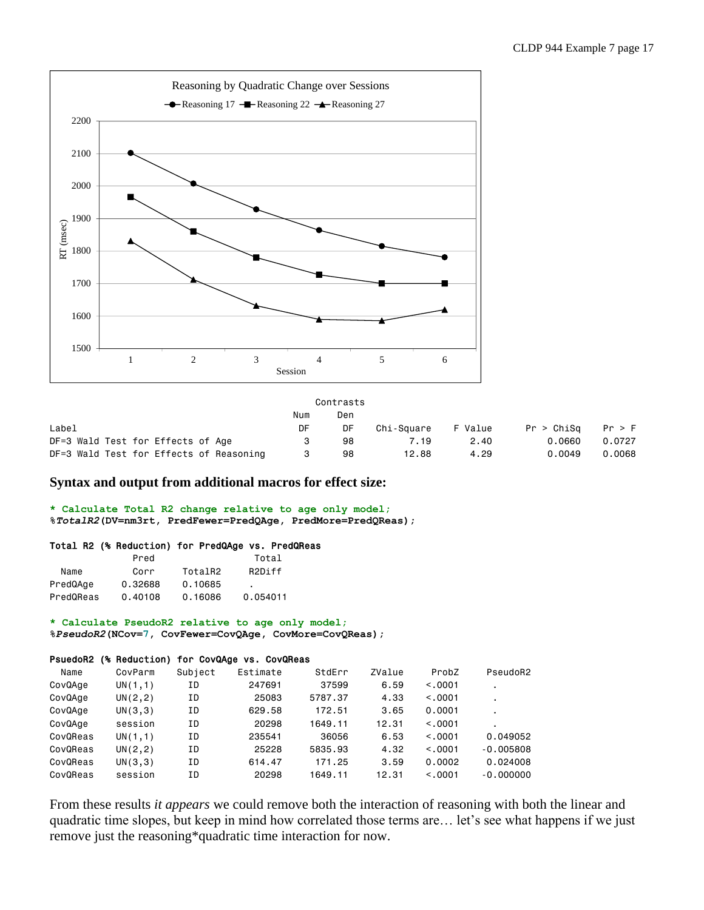Reasoning by Quadratic Change over Sessions

Contrasts

| Label | Num DF | Den DF | Chi-Square | F Value | Pr > ChiSq | Pr > F |
|---|---|---|---|---|---|---|
| DF=3 Wald Test for Effects of Age | 3 | 98 | 7.19 | 2.40 | 0.0660 | 0.0727 |
| DF=3 Wald Test for Effects of Reasoning | 3 | 98 | 12.88 | 4.29 | 0.0049 | 0.0068 |

**Syntax and output from additional macros for effect size:**

```
* Calculate Total R2 change relative to age only model;
%TotalR2(DV=nm3rt, PredFewer=PredQAge, PredMore=PredQReas);
```

Total R2 (% Reduction) for PredQAge vs. PredQReas

| Name | Pred Corr | TotalR2 | Total R2Diff |
|---|---|---|---|
| PredQAge | 0.32688 | 0.10685 | . |
| PredQReas | 0.40108 | 0.16086 | 0.054011 |

```
* Calculate PseudoR2 relative to age only model;
%PseudoR2(NCov=7, CovFewer=CovQAge, CovMore=CovQReas);
```

PsuedoR2 (% Reduction) for CovQAge vs. CovQReas

| Name | CovParm | Subject | Estimate | StdErr | ZValue | ProbZ | PseudoR2 |
|---|---|---|---|---|---|---|---|
| CovQAge | UN(1,1) | ID | 247691 | 37599 | 6.59 | <.0001 | . |
| CovQAge | UN(2,2) | ID | 25083 | 5787.37 | 4.33 | <.0001 | . |
| CovQAge | UN(3,3) | ID | 629.58 | 172.51 | 3.65 | 0.0001 | . |
| CovQAge | session | ID | 20298 | 1649.11 | 12.31 | <.0001 | . |
| CovQReas | UN(1,1) | ID | 235541 | 36056 | 6.53 | <.0001 | 0.049052 |
| CovQReas | UN(2,2) | ID | 25228 | 5835.93 | 4.32 | <.0001 | -0.005808 |
| CovQReas | UN(3,3) | ID | 614.47 | 171.25 | 3.59 | 0.0002 | 0.024008 |
| CovQReas | session | ID | 20298 | 1649.11 | 12.31 | <.0001 | -0.000000 |

From these results *it appears* we could remove both the interaction of reasoning with both the linear and quadratic time slopes, but keep in mind how correlated those terms are… let's see what happens if we just remove just the reasoning*quadratic time interaction for now.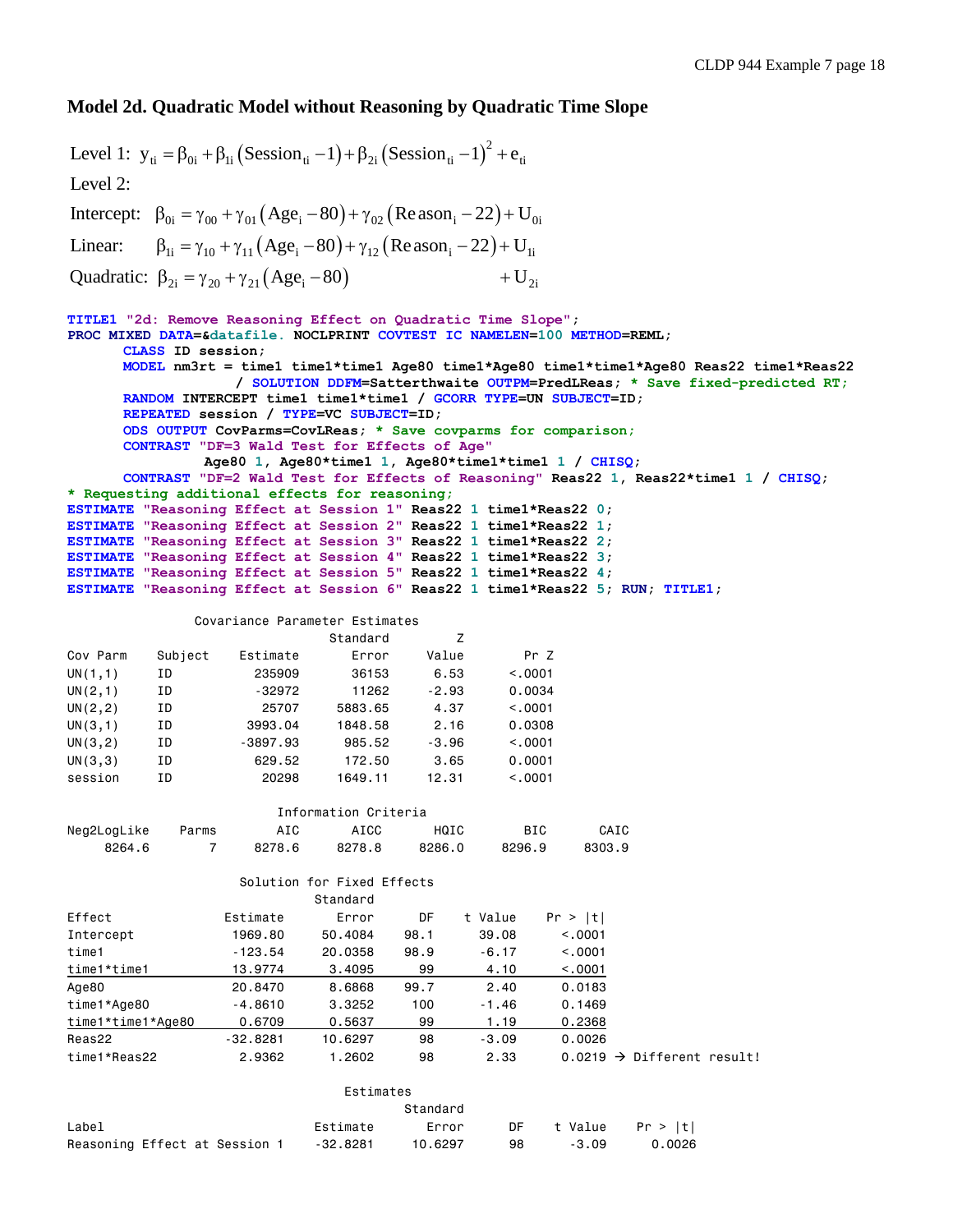### Model 2d. Quadratic Model without Reasoning by Quadratic Time Slope

$$\text{Level 1: } y_{ti} = \beta_{0i} + \beta_{1i}\left(\text{Session}_{ti} - 1\right) + \beta_{2i}\left(\text{Session}_{ti} - 1\right)^2 + e_{ti}$$

Level 2:

$$\text{Intercept: } \beta_{0i} = \gamma_{00} + \gamma_{01}\left(\text{Age}_i - 80\right) + \gamma_{02}\left(\text{Reason}_i - 22\right) + U_{0i}$$

$$\text{Linear: } \beta_{1i} = \gamma_{10} + \gamma_{11}\left(\text{Age}_i - 80\right) + \gamma_{12}\left(\text{Reason}_i - 22\right) + U_{1i}$$

$$\text{Quadratic: } \beta_{2i} = \gamma_{20} + \gamma_{21}\left(\text{Age}_i - 80\right) + U_{2i}$$

```
TITLE1 "2d: Remove Reasoning Effect on Quadratic Time Slope";
PROC MIXED DATA=&datafile. NOCLPRINT COVTEST IC NAMELEN=100 METHOD=REML;
      CLASS ID session;
      MODEL nm3rt = time1 time1*time1 Age80 time1*Age80 time1*time1*Age80 Reas22 time1*Reas22
                  / SOLUTION DDFM=Satterthwaite OUTPM=PredLReas; * Save fixed-predicted RT;
      RANDOM INTERCEPT time1 time1*time1 / GCORR TYPE=UN SUBJECT=ID;
      REPEATED session / TYPE=VC SUBJECT=ID;
      ODS OUTPUT CovParms=CovLReas; * Save covparms for comparison;
      CONTRAST "DF=3 Wald Test for Effects of Age"
               Age80 1, Age80*time1 1, Age80*time1*time1 1 / CHISQ;
      CONTRAST "DF=2 Wald Test for Effects of Reasoning" Reas22 1, Reas22*time1 1 / CHISQ;
* Requesting additional effects for reasoning;
ESTIMATE "Reasoning Effect at Session 1" Reas22 1 time1*Reas22 0;
ESTIMATE "Reasoning Effect at Session 2" Reas22 1 time1*Reas22 1;
ESTIMATE "Reasoning Effect at Session 3" Reas22 1 time1*Reas22 2;
ESTIMATE "Reasoning Effect at Session 4" Reas22 1 time1*Reas22 3;
ESTIMATE "Reasoning Effect at Session 5" Reas22 1 time1*Reas22 4;
ESTIMATE "Reasoning Effect at Session 6" Reas22 1 time1*Reas22 5; RUN; TITLE1;
```

Covariance Parameter Estimates

| Cov Parm | Subject | Estimate | Standard Error | Z Value | Pr Z |
|---|---|---|---|---|---|
| UN(1,1) | ID | 235909 | 36153 | 6.53 | <.0001 |
| UN(2,1) | ID | -32972 | 11262 | -2.93 | 0.0034 |
| UN(2,2) | ID | 25707 | 5883.65 | 4.37 | <.0001 |
| UN(3,1) | ID | 3993.04 | 1848.58 | 2.16 | 0.0308 |
| UN(3,2) | ID | -3897.93 | 985.52 | -3.96 | <.0001 |
| UN(3,3) | ID | 629.52 | 172.50 | 3.65 | 0.0001 |
| session | ID | 20298 | 1649.11 | 12.31 | <.0001 |

Information Criteria

| Neg2LogLike | Parms | AIC | AICC | HQIC | BIC | CAIC |
|---|---|---|---|---|---|---|
| 8264.6 | 7 | 8278.6 | 8278.8 | 8286.0 | 8296.9 | 8303.9 |

Solution for Fixed Effects

| Effect | Estimate | Standard Error | DF | t Value | Pr > \|t\| | |
|---|---|---|---|---|---|---|
| Intercept | 1969.80 | 50.4084 | 98.1 | 39.08 | <.0001 | |
| time1 | -123.54 | 20.0358 | 98.9 | -6.17 | <.0001 | |
| time1*time1 | 13.9774 | 3.4095 | 99 | 4.10 | <.0001 | |
| Age80 | 20.8470 | 8.6868 | 99.7 | 2.40 | 0.0183 | |
| time1*Age80 | -4.8610 | 3.3252 | 100 | -1.46 | 0.1469 | |
| time1*time1*Age80 | 0.6709 | 0.5637 | 99 | 1.19 | 0.2368 | |
| Reas22 | -32.8281 | 10.6297 | 98 | -3.09 | 0.0026 | |
| time1*Reas22 | 2.9362 | 1.2602 | 98 | 2.33 | 0.0219 | → Different result! |

Estimates

| Label | Estimate | Standard Error | DF | t Value | Pr > \|t\| |
|---|---|---|---|---|---|
| Reasoning Effect at Session 1 | -32.8281 | 10.6297 | 98 | -3.09 | 0.0026 |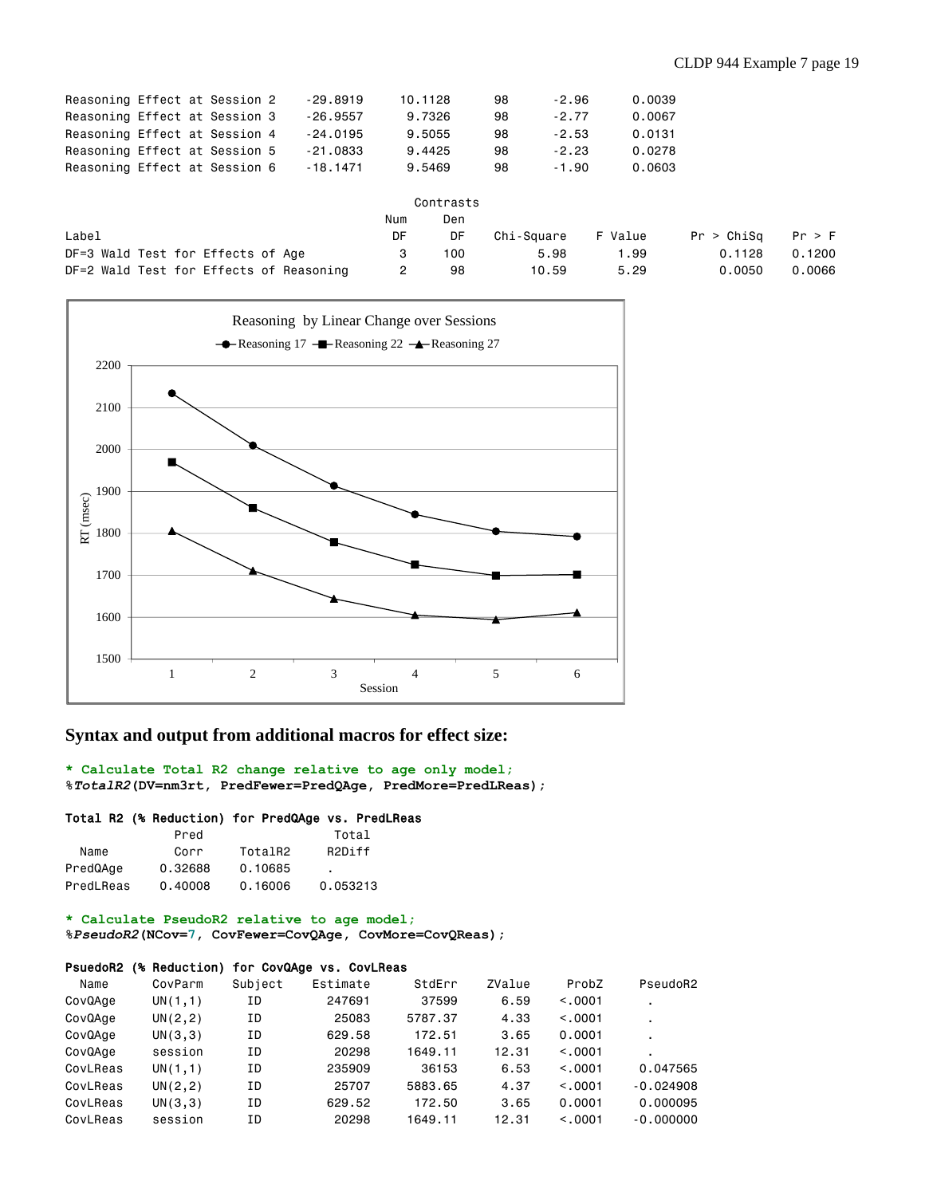| | | | | | |
|---|---|---|---|---|---|
| Reasoning Effect at Session 2 | -29.8919 | 10.1128 | 98 | -2.96 | 0.0039 |
| Reasoning Effect at Session 3 | -26.9557 | 9.7326 | 98 | -2.77 | 0.0067 |
| Reasoning Effect at Session 4 | -24.0195 | 9.5055 | 98 | -2.53 | 0.0131 |
| Reasoning Effect at Session 5 | -21.0833 | 9.4425 | 98 | -2.23 | 0.0278 |
| Reasoning Effect at Session 6 | -18.1471 | 9.5469 | 98 | -1.90 | 0.0603 |

Contrasts

| Label | Num DF | Den DF | Chi-Square | F Value | Pr > ChiSq | Pr > F |
|---|---|---|---|---|---|---|
| DF=3 Wald Test for Effects of Age | 3 | 100 | 5.98 | 1.99 | 0.1128 | 0.1200 |
| DF=2 Wald Test for Effects of Reasoning | 2 | 98 | 10.59 | 5.29 | 0.0050 | 0.0066 |

## Syntax and output from additional macros for effect size:

```
* Calculate Total R2 change relative to age only model;
%TotalR2(DV=nm3rt, PredFewer=PredQAge, PredMore=PredLReas);
```

Total R2 (% Reduction) for PredQAge vs. PredLReas

| Name | Pred Corr | TotalR2 | Total R2Diff |
|---|---|---|---|
| PredQAge | 0.32688 | 0.10685 | . |
| PredLReas | 0.40008 | 0.16006 | 0.053213 |

```
* Calculate PseudoR2 relative to age model;
%PseudoR2(NCov=7, CovFewer=CovQAge, CovMore=CovQReas);
```

PsuedoR2 (% Reduction) for CovQAge vs. CovLReas

| Name | CovParm | Subject | Estimate | StdErr | ZValue | ProbZ | PseudoR2 |
|---|---|---|---|---|---|---|---|
| CovQAge | UN(1,1) | ID | 247691 | 37599 | 6.59 | <.0001 | . |
| CovQAge | UN(2,2) | ID | 25083 | 5787.37 | 4.33 | <.0001 | . |
| CovQAge | UN(3,3) | ID | 629.58 | 172.51 | 3.65 | 0.0001 | . |
| CovQAge | session | ID | 20298 | 1649.11 | 12.31 | <.0001 | . |
| CovLReas | UN(1,1) | ID | 235909 | 36153 | 6.53 | <.0001 | 0.047565 |
| CovLReas | UN(2,2) | ID | 25707 | 5883.65 | 4.37 | <.0001 | -0.024908 |
| CovLReas | UN(3,3) | ID | 629.52 | 172.50 | 3.65 | 0.0001 | 0.000095 |
| CovLReas | session | ID | 20298 | 1649.11 | 12.31 | <.0001 | -0.000000 |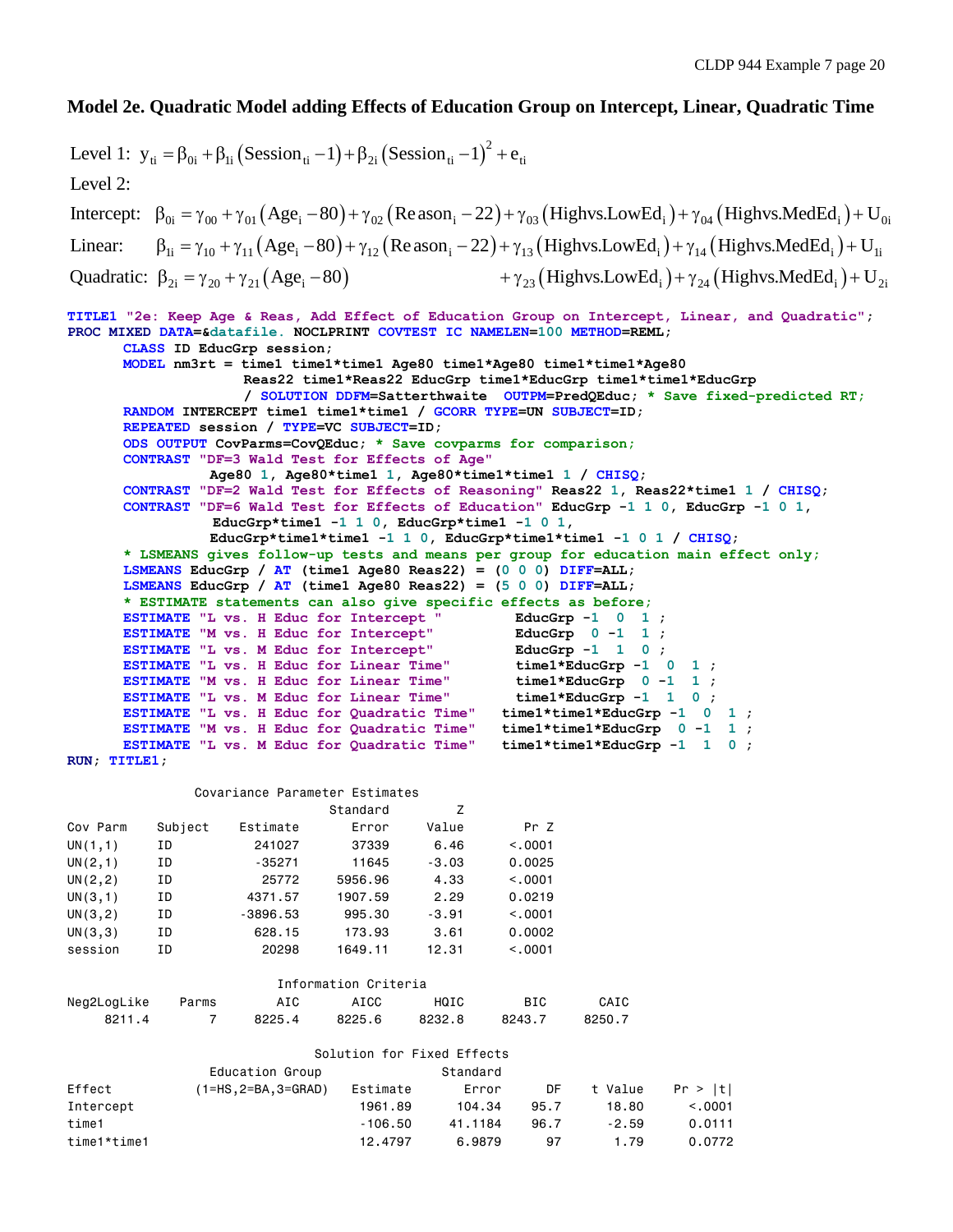## Model 2e. Quadratic Model adding Effects of Education Group on Intercept, Linear, Quadratic Time

Level 1: $y_{ti} = \beta_{0i} + \beta_{1i}\left(\text{Session}_{ti} - 1\right) + \beta_{2i}\left(\text{Session}_{ti} - 1\right)^2 + e_{ti}$

Level 2:

Intercept: $\beta_{0i} = \gamma_{00} + \gamma_{01}\left(\text{Age}_i - 80\right) + \gamma_{02}\left(\text{Reason}_i - 22\right) + \gamma_{03}\left(\text{Highvs.LowEd}_i\right) + \gamma_{04}\left(\text{Highvs.MedEd}_i\right) + U_{0i}$

Linear: $\beta_{1i} = \gamma_{10} + \gamma_{11}\left(\text{Age}_i - 80\right) + \gamma_{12}\left(\text{Reason}_i - 22\right) + \gamma_{13}\left(\text{Highvs.LowEd}_i\right) + \gamma_{14}\left(\text{Highvs.MedEd}_i\right) + U_{1i}$

Quadratic: $\beta_{2i} = \gamma_{20} + \gamma_{21}\left(\text{Age}_i - 80\right) + \gamma_{23}\left(\text{Highvs.LowEd}_i\right) + \gamma_{24}\left(\text{Highvs.MedEd}_i\right) + U_{2i}$

```
TITLE1 "2e: Keep Age & Reas, Add Effect of Education Group on Intercept, Linear, and Quadratic";
PROC MIXED DATA=&datafile. NOCLPRINT COVTEST IC NAMELEN=100 METHOD=REML;
      CLASS ID EducGrp session;
      MODEL nm3rt = time1 time1*time1 Age80 time1*Age80 time1*time1*Age80
                    Reas22 time1*Reas22 EducGrp time1*EducGrp time1*time1*EducGrp
                    / SOLUTION DDFM=Satterthwaite  OUTPM=PredQEduc; * Save fixed-predicted RT;
      RANDOM INTERCEPT time1 time1*time1 / GCORR TYPE=UN SUBJECT=ID;
      REPEATED session / TYPE=VC SUBJECT=ID;
      ODS OUTPUT CovParms=CovQEduc; * Save covparms for comparison;
      CONTRAST "DF=3 Wald Test for Effects of Age"
               Age80 1, Age80*time1 1, Age80*time1*time1 1 / CHISQ;
      CONTRAST "DF=2 Wald Test for Effects of Reasoning" Reas22 1, Reas22*time1 1 / CHISQ;
      CONTRAST "DF=6 Wald Test for Effects of Education" EducGrp -1 1 0, EducGrp -1 0 1,
                EducGrp*time1 -1 1 0, EducGrp*time1 -1 0 1,
               EducGrp*time1*time1 -1 1 0, EducGrp*time1*time1 -1 0 1 / CHISQ;
      * LSMEANS gives follow-up tests and means per group for education main effect only;
      LSMEANS EducGrp / AT (time1 Age80 Reas22) = (0 0 0) DIFF=ALL;
      LSMEANS EducGrp / AT (time1 Age80 Reas22) = (5 0 0) DIFF=ALL;
      * ESTIMATE statements can also give specific effects as before;
      ESTIMATE "L vs. H Educ for Intercept "        EducGrp -1  0  1 ;
      ESTIMATE "M vs. H Educ for Intercept"         EducGrp  0 -1  1 ;
      ESTIMATE "L vs. M Educ for Intercept"         EducGrp -1  1  0 ;
      ESTIMATE "L vs. H Educ for Linear Time"       time1*EducGrp -1  0  1 ;
      ESTIMATE "M vs. H Educ for Linear Time"       time1*EducGrp  0 -1  1 ;
      ESTIMATE "L vs. M Educ for Linear Time"       time1*EducGrp -1  1  0 ;
      ESTIMATE "L vs. H Educ for Quadratic Time"   time1*time1*EducGrp -1  0  1 ;
      ESTIMATE "M vs. H Educ for Quadratic Time"   time1*time1*EducGrp  0 -1  1 ;
      ESTIMATE "L vs. M Educ for Quadratic Time"   time1*time1*EducGrp -1  1  0 ;
RUN; TITLE1;
```

Covariance Parameter Estimates

| Cov Parm | Subject | Estimate | Standard Error | Z Value | Pr Z |
|---|---|---|---|---|---|
| UN(1,1) | ID | 241027 | 37339 | 6.46 | <.0001 |
| UN(2,1) | ID | -35271 | 11645 | -3.03 | 0.0025 |
| UN(2,2) | ID | 25772 | 5956.96 | 4.33 | <.0001 |
| UN(3,1) | ID | 4371.57 | 1907.59 | 2.29 | 0.0219 |
| UN(3,2) | ID | -3896.53 | 995.30 | -3.91 | <.0001 |
| UN(3,3) | ID | 628.15 | 173.93 | 3.61 | 0.0002 |
| session | ID | 20298 | 1649.11 | 12.31 | <.0001 |

Information Criteria

| Neg2LogLike | Parms | AIC | AICC | HQIC | BIC | CAIC |
|---|---|---|---|---|---|---|
| 8211.4 | 7 | 8225.4 | 8225.6 | 8232.8 | 8243.7 | 8250.7 |

Solution for Fixed Effects

| Effect | Education Group (1=HS,2=BA,3=GRAD) | Estimate | Standard Error | DF | t Value | Pr > \|t\| |
|---|---|---|---|---|---|---|
| Intercept | | 1961.89 | 104.34 | 95.7 | 18.80 | <.0001 |
| time1 | | -106.50 | 41.1184 | 96.7 | -2.59 | 0.0111 |
| time1*time1 | | 12.4797 | 6.9879 | 97 | 1.79 | 0.0772 |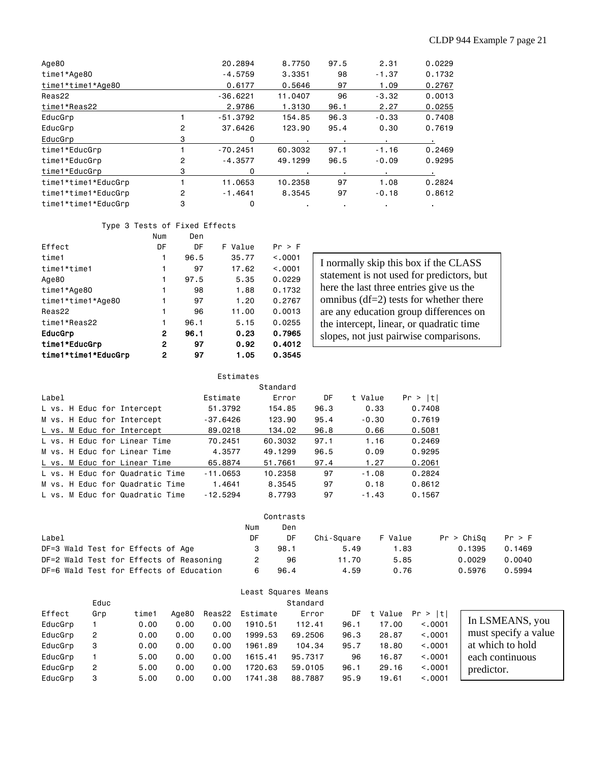| Effect | EducGrp | Estimate | Standard Error | DF | t Value | Pr > \|t\| |
|---|---|---|---|---|---|---|
| Age80 | | 20.2894 | 8.7750 | 97.5 | 2.31 | 0.0229 |
| time1*Age80 | | -4.5759 | 3.3351 | 98 | -1.37 | 0.1732 |
| time1*time1*Age80 | | 0.6177 | 0.5646 | 97 | 1.09 | 0.2767 |
| Reas22 | | -36.6221 | 11.0407 | 96 | -3.32 | 0.0013 |
| time1*Reas22 | | 2.9786 | 1.3130 | 96.1 | 2.27 | 0.0255 |
| EducGrp | 1 | -51.3792 | 154.85 | 96.3 | -0.33 | 0.7408 |
| EducGrp | 2 | 37.6426 | 123.90 | 95.4 | 0.30 | 0.7619 |
| EducGrp | 3 | 0 | . | . | . | . |
| time1*EducGrp | 1 | -70.2451 | 60.3032 | 97.1 | -1.16 | 0.2469 |
| time1*EducGrp | 2 | -4.3577 | 49.1299 | 96.5 | -0.09 | 0.9295 |
| time1*EducGrp | 3 | 0 | . | . | . | . |
| time1*time1*EducGrp | 1 | 11.0653 | 10.2358 | 97 | 1.08 | 0.2824 |
| time1*time1*EducGrp | 2 | -1.4641 | 8.3545 | 97 | -0.18 | 0.8612 |
| time1*time1*EducGrp | 3 | 0 | . | . | . | . |

Type 3 Tests of Fixed Effects

| Effect | Num DF | Den DF | F Value | Pr > F |
|---|---|---|---|---|
| time1 | 1 | 96.5 | 35.77 | <.0001 |
| time1*time1 | 1 | 97 | 17.62 | <.0001 |
| Age80 | 1 | 97.5 | 5.35 | 0.0229 |
| time1*Age80 | 1 | 98 | 1.88 | 0.1732 |
| time1*time1*Age80 | 1 | 97 | 1.20 | 0.2767 |
| Reas22 | 1 | 96 | 11.00 | 0.0013 |
| time1*Reas22 | 1 | 96.1 | 5.15 | 0.0255 |
| **EducGrp** | **2** | **96.1** | **0.23** | **0.7965** |
| **time1*EducGrp** | **2** | **97** | **0.92** | **0.4012** |
| **time1*time1*EducGrp** | **2** | **97** | **1.05** | **0.3545** |

I normally skip this box if the CLASS statement is not used for predictors, but here the last three entries give us the omnibus (df=2) tests for whether there are any education group differences on the intercept, linear, or quadratic time slopes, not just pairwise comparisons.

Estimates

| Label | Estimate | Standard Error | DF | t Value | Pr > \|t\| |
|---|---|---|---|---|---|
| L vs. H Educ for Intercept | 51.3792 | 154.85 | 96.3 | 0.33 | 0.7408 |
| M vs. H Educ for Intercept | -37.6426 | 123.90 | 95.4 | -0.30 | 0.7619 |
| L vs. M Educ for Intercept | 89.0218 | 134.02 | 96.8 | 0.66 | 0.5081 |
| L vs. H Educ for Linear Time | 70.2451 | 60.3032 | 97.1 | 1.16 | 0.2469 |
| M vs. H Educ for Linear Time | 4.3577 | 49.1299 | 96.5 | 0.09 | 0.9295 |
| L vs. M Educ for Linear Time | 65.8874 | 51.7661 | 97.4 | 1.27 | 0.2061 |
| L vs. H Educ for Quadratic Time | -11.0653 | 10.2358 | 97 | -1.08 | 0.2824 |
| M vs. H Educ for Quadratic Time | 1.4641 | 8.3545 | 97 | 0.18 | 0.8612 |
| L vs. M Educ for Quadratic Time | -12.5294 | 8.7793 | 97 | -1.43 | 0.1567 |

Contrasts

| Label | Num DF | Den DF | Chi-Square | F Value | Pr > ChiSq | Pr > F |
|---|---|---|---|---|---|---|
| DF=3 Wald Test for Effects of Age | 3 | 98.1 | 5.49 | 1.83 | 0.1395 | 0.1469 |
| DF=2 Wald Test for Effects of Reasoning | 2 | 96 | 11.70 | 5.85 | 0.0029 | 0.0040 |
| DF=6 Wald Test for Effects of Education | 6 | 96.4 | 4.59 | 0.76 | 0.5976 | 0.5994 |

Least Squares Means

| Effect | Educ Grp | time1 | Age80 | Reas22 | Estimate | Standard Error | DF | t Value | Pr > \|t\| |
|---|---|---|---|---|---|---|---|---|---|
| EducGrp | 1 | 0.00 | 0.00 | 0.00 | 1910.51 | 112.41 | 96.1 | 17.00 | <.0001 |
| EducGrp | 2 | 0.00 | 0.00 | 0.00 | 1999.53 | 69.2506 | 96.3 | 28.87 | <.0001 |
| EducGrp | 3 | 0.00 | 0.00 | 0.00 | 1961.89 | 104.34 | 95.7 | 18.80 | <.0001 |
| EducGrp | 1 | 5.00 | 0.00 | 0.00 | 1615.41 | 95.7317 | 96 | 16.87 | <.0001 |
| EducGrp | 2 | 5.00 | 0.00 | 0.00 | 1720.63 | 59.0105 | 96.1 | 29.16 | <.0001 |
| EducGrp | 3 | 5.00 | 0.00 | 0.00 | 1741.38 | 88.7887 | 95.9 | 19.61 | <.0001 |

In LSMEANS, you must specify a value at which to hold each continuous predictor.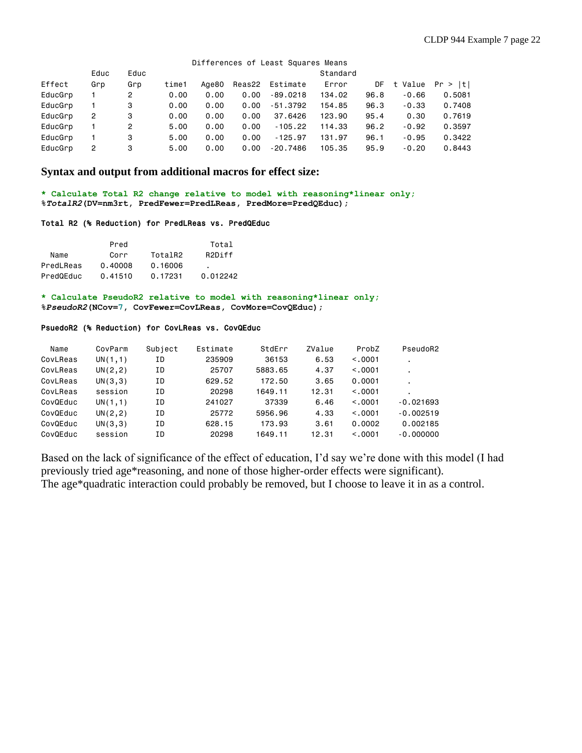Differences of Least Squares Means

| Effect | Educ Grp | Educ Grp | time1 | Age80 | Reas22 | Estimate | Standard Error | DF | t Value | Pr > \|t\| |
|---|---|---|---|---|---|---|---|---|---|---|
| EducGrp | 1 | 2 | 0.00 | 0.00 | 0.00 | -89.0218 | 134.02 | 96.8 | -0.66 | 0.5081 |
| EducGrp | 1 | 3 | 0.00 | 0.00 | 0.00 | -51.3792 | 154.85 | 96.3 | -0.33 | 0.7408 |
| EducGrp | 2 | 3 | 0.00 | 0.00 | 0.00 | 37.6426 | 123.90 | 95.4 | 0.30 | 0.7619 |
| EducGrp | 1 | 2 | 5.00 | 0.00 | 0.00 | -105.22 | 114.33 | 96.2 | -0.92 | 0.3597 |
| EducGrp | 1 | 3 | 5.00 | 0.00 | 0.00 | -125.97 | 131.97 | 96.1 | -0.95 | 0.3422 |
| EducGrp | 2 | 3 | 5.00 | 0.00 | 0.00 | -20.7486 | 105.35 | 95.9 | -0.20 | 0.8443 |

**Syntax and output from additional macros for effect size:**

```
* Calculate Total R2 change relative to model with reasoning*linear only;
%TotalR2(DV=nm3rt, PredFewer=PredLReas, PredMore=PredQEduc);
```

Total R2 (% Reduction) for PredLReas vs. PredQEduc

| Name | Pred Corr | TotalR2 | Total R2Diff |
|---|---|---|---|
| PredLReas | 0.40008 | 0.16006 | . |
| PredQEduc | 0.41510 | 0.17231 | 0.012242 |

```
* Calculate PseudoR2 relative to model with reasoning*linear only;
%PseudoR2(NCov=7, CovFewer=CovLReas, CovMore=CovQEduc);
```

PsuedoR2 (% Reduction) for CovLReas vs. CovQEduc

| Name | CovParm | Subject | Estimate | StdErr | ZValue | ProbZ | PseudoR2 |
|---|---|---|---|---|---|---|---|
| CovLReas | UN(1,1) | ID | 235909 | 36153 | 6.53 | <.0001 | . |
| CovLReas | UN(2,2) | ID | 25707 | 5883.65 | 4.37 | <.0001 | . |
| CovLReas | UN(3,3) | ID | 629.52 | 172.50 | 3.65 | 0.0001 | . |
| CovLReas | session | ID | 20298 | 1649.11 | 12.31 | <.0001 | . |
| CovQEduc | UN(1,1) | ID | 241027 | 37339 | 6.46 | <.0001 | -0.021693 |
| CovQEduc | UN(2,2) | ID | 25772 | 5956.96 | 4.33 | <.0001 | -0.002519 |
| CovQEduc | UN(3,3) | ID | 628.15 | 173.93 | 3.61 | 0.0002 | 0.002185 |
| CovQEduc | session | ID | 20298 | 1649.11 | 12.31 | <.0001 | -0.000000 |

Based on the lack of significance of the effect of education, I'd say we're done with this model (I had previously tried age*reasoning, and none of those higher-order effects were significant).
The age*quadratic interaction could probably be removed, but I choose to leave it in as a control.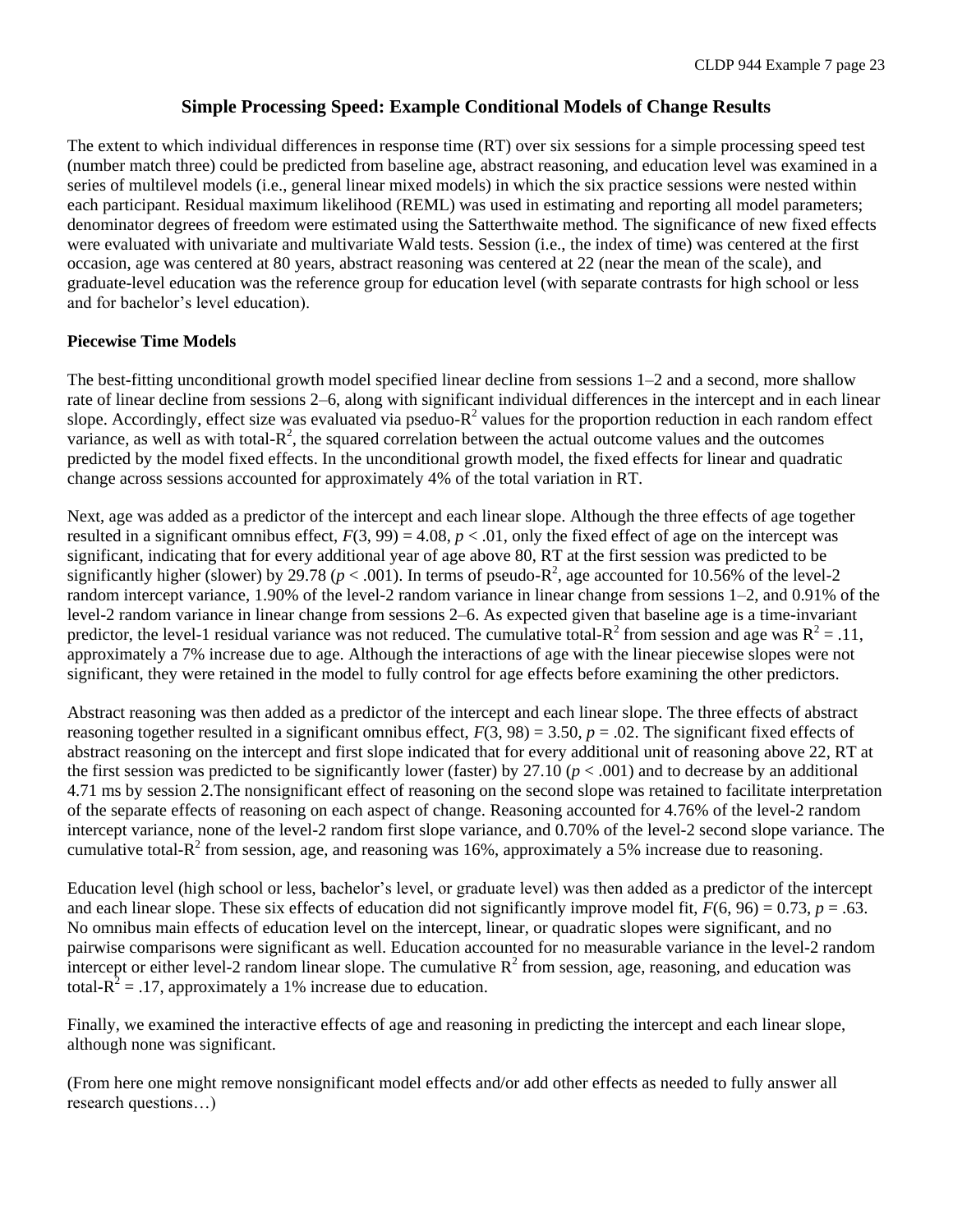## Simple Processing Speed: Example Conditional Models of Change Results

The extent to which individual differences in response time (RT) over six sessions for a simple processing speed test (number match three) could be predicted from baseline age, abstract reasoning, and education level was examined in a series of multilevel models (i.e., general linear mixed models) in which the six practice sessions were nested within each participant. Residual maximum likelihood (REML) was used in estimating and reporting all model parameters; denominator degrees of freedom were estimated using the Satterthwaite method. The significance of new fixed effects were evaluated with univariate and multivariate Wald tests. Session (i.e., the index of time) was centered at the first occasion, age was centered at 80 years, abstract reasoning was centered at 22 (near the mean of the scale), and graduate-level education was the reference group for education level (with separate contrasts for high school or less and for bachelor's level education).

**Piecewise Time Models**

The best-fitting unconditional growth model specified linear decline from sessions 1–2 and a second, more shallow rate of linear decline from sessions 2–6, along with significant individual differences in the intercept and in each linear slope. Accordingly, effect size was evaluated via pseduo-$R^2$ values for the proportion reduction in each random effect variance, as well as with total-$R^2$, the squared correlation between the actual outcome values and the outcomes predicted by the model fixed effects. In the unconditional growth model, the fixed effects for linear and quadratic change across sessions accounted for approximately 4% of the total variation in RT.

Next, age was added as a predictor of the intercept and each linear slope. Although the three effects of age together resulted in a significant omnibus effect, $F(3, 99) = 4.08$, $p < .01$, only the fixed effect of age on the intercept was significant, indicating that for every additional year of age above 80, RT at the first session was predicted to be significantly higher (slower) by 29.78 ($p < .001$). In terms of pseudo-$R^2$, age accounted for 10.56% of the level-2 random intercept variance, 1.90% of the level-2 random variance in linear change from sessions 1–2, and 0.91% of the level-2 random variance in linear change from sessions 2–6. As expected given that baseline age is a time-invariant predictor, the level-1 residual variance was not reduced. The cumulative total-$R^2$ from session and age was $R^2 = .11$, approximately a 7% increase due to age. Although the interactions of age with the linear piecewise slopes were not significant, they were retained in the model to fully control for age effects before examining the other predictors.

Abstract reasoning was then added as a predictor of the intercept and each linear slope. The three effects of abstract reasoning together resulted in a significant omnibus effect, $F(3, 98) = 3.50$, $p = .02$. The significant fixed effects of abstract reasoning on the intercept and first slope indicated that for every additional unit of reasoning above 22, RT at the first session was predicted to be significantly lower (faster) by 27.10 ($p < .001$) and to decrease by an additional 4.71 ms by session 2.The nonsignificant effect of reasoning on the second slope was retained to facilitate interpretation of the separate effects of reasoning on each aspect of change. Reasoning accounted for 4.76% of the level-2 random intercept variance, none of the level-2 random first slope variance, and 0.70% of the level-2 second slope variance. The cumulative total-$R^2$ from session, age, and reasoning was 16%, approximately a 5% increase due to reasoning.

Education level (high school or less, bachelor's level, or graduate level) was then added as a predictor of the intercept and each linear slope. These six effects of education did not significantly improve model fit, $F(6, 96) = 0.73$, $p = .63$. No omnibus main effects of education level on the intercept, linear, or quadratic slopes were significant, and no pairwise comparisons were significant as well. Education accounted for no measurable variance in the level-2 random intercept or either level-2 random linear slope. The cumulative $R^2$ from session, age, reasoning, and education was total-$R^2 = .17$, approximately a 1% increase due to education.

Finally, we examined the interactive effects of age and reasoning in predicting the intercept and each linear slope, although none was significant.

(From here one might remove nonsignificant model effects and/or add other effects as needed to fully answer all research questions…)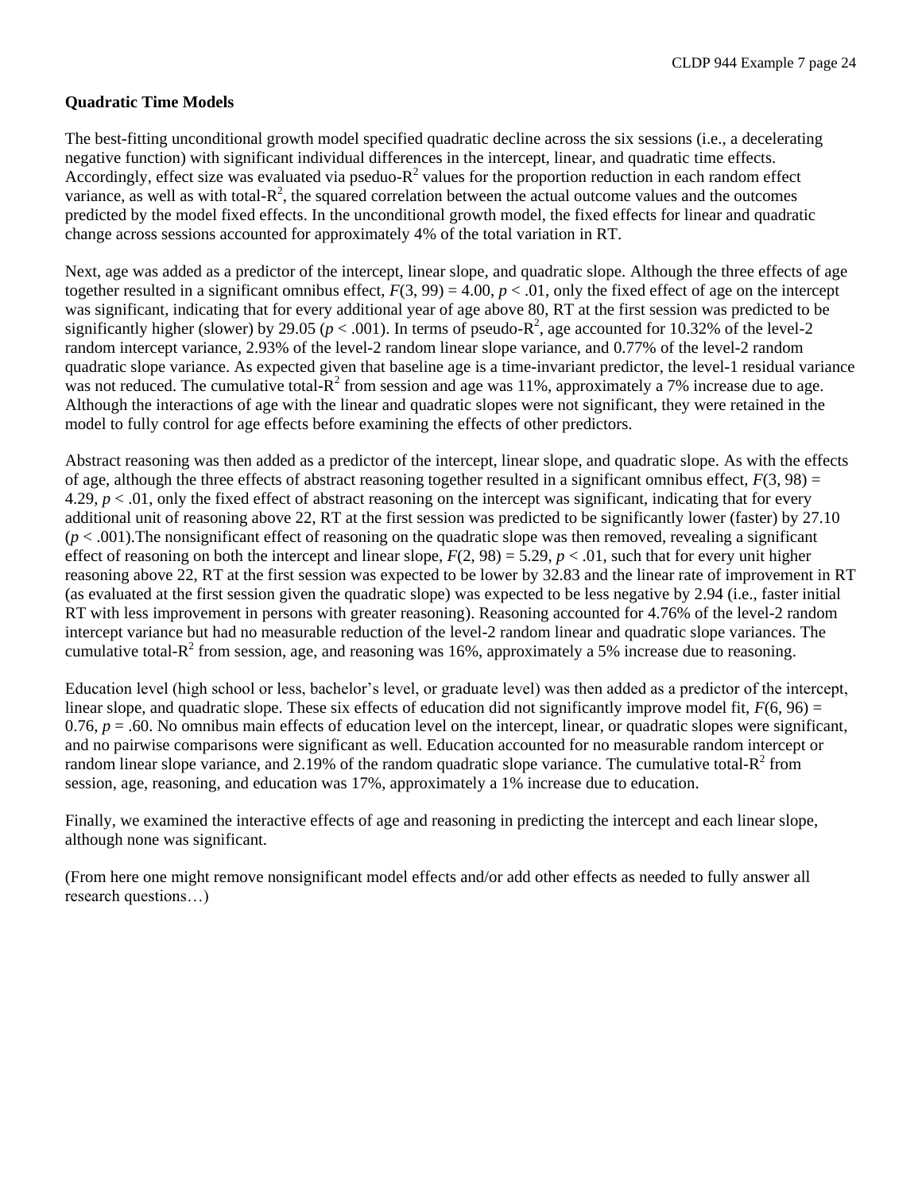**Quadratic Time Models**

The best-fitting unconditional growth model specified quadratic decline across the six sessions (i.e., a decelerating negative function) with significant individual differences in the intercept, linear, and quadratic time effects. Accordingly, effect size was evaluated via pseduo-$R^2$ values for the proportion reduction in each random effect variance, as well as with total-$R^2$, the squared correlation between the actual outcome values and the outcomes predicted by the model fixed effects. In the unconditional growth model, the fixed effects for linear and quadratic change across sessions accounted for approximately 4% of the total variation in RT.

Next, age was added as a predictor of the intercept, linear slope, and quadratic slope. Although the three effects of age together resulted in a significant omnibus effect, $F(3, 99) = 4.00$, $p < .01$, only the fixed effect of age on the intercept was significant, indicating that for every additional year of age above 80, RT at the first session was predicted to be significantly higher (slower) by 29.05 ($p < .001$). In terms of pseudo-$R^2$, age accounted for 10.32% of the level-2 random intercept variance, 2.93% of the level-2 random linear slope variance, and 0.77% of the level-2 random quadratic slope variance. As expected given that baseline age is a time-invariant predictor, the level-1 residual variance was not reduced. The cumulative total-$R^2$ from session and age was 11%, approximately a 7% increase due to age. Although the interactions of age with the linear and quadratic slopes were not significant, they were retained in the model to fully control for age effects before examining the effects of other predictors.

Abstract reasoning was then added as a predictor of the intercept, linear slope, and quadratic slope. As with the effects of age, although the three effects of abstract reasoning together resulted in a significant omnibus effect, $F(3, 98) = 4.29$, $p < .01$, only the fixed effect of abstract reasoning on the intercept was significant, indicating that for every additional unit of reasoning above 22, RT at the first session was predicted to be significantly lower (faster) by 27.10 ($p < .001$).The nonsignificant effect of reasoning on the quadratic slope was then removed, revealing a significant effect of reasoning on both the intercept and linear slope, $F(2, 98) = 5.29$, $p < .01$, such that for every unit higher reasoning above 22, RT at the first session was expected to be lower by 32.83 and the linear rate of improvement in RT (as evaluated at the first session given the quadratic slope) was expected to be less negative by 2.94 (i.e., faster initial RT with less improvement in persons with greater reasoning). Reasoning accounted for 4.76% of the level-2 random intercept variance but had no measurable reduction of the level-2 random linear and quadratic slope variances. The cumulative total-$R^2$ from session, age, and reasoning was 16%, approximately a 5% increase due to reasoning.

Education level (high school or less, bachelor's level, or graduate level) was then added as a predictor of the intercept, linear slope, and quadratic slope. These six effects of education did not significantly improve model fit, $F(6, 96) = 0.76$, $p = .60$. No omnibus main effects of education level on the intercept, linear, or quadratic slopes were significant, and no pairwise comparisons were significant as well. Education accounted for no measurable random intercept or random linear slope variance, and 2.19% of the random quadratic slope variance. The cumulative total-$R^2$ from session, age, reasoning, and education was 17%, approximately a 1% increase due to education.

Finally, we examined the interactive effects of age and reasoning in predicting the intercept and each linear slope, although none was significant.

(From here one might remove nonsignificant model effects and/or add other effects as needed to fully answer all research questions…)